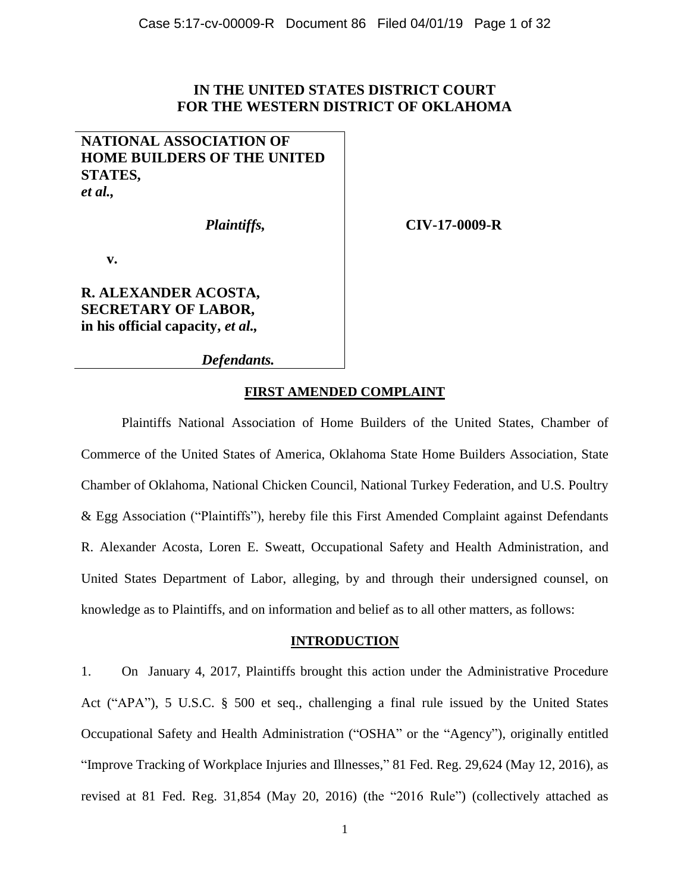**IN THE UNITED STATES DISTRICT COURT**
**FOR THE WESTERN DISTRICT OF OKLAHOMA**

**NATIONAL ASSOCIATION OF HOME BUILDERS OF THE UNITED STATES,**
***et al.*,**

***Plaintiffs,***

**v.**

**R. ALEXANDER ACOSTA, SECRETARY OF LABOR, in his official capacity, *et al.*,**

***Defendants.***

**CIV-17-0009-R**

## FIRST AMENDED COMPLAINT

Plaintiffs National Association of Home Builders of the United States, Chamber of Commerce of the United States of America, Oklahoma State Home Builders Association, State Chamber of Oklahoma, National Chicken Council, National Turkey Federation, and U.S. Poultry & Egg Association ("Plaintiffs"), hereby file this First Amended Complaint against Defendants R. Alexander Acosta, Loren E. Sweatt, Occupational Safety and Health Administration, and United States Department of Labor, alleging, by and through their undersigned counsel, on knowledge as to Plaintiffs, and on information and belief as to all other matters, as follows:

## INTRODUCTION

1. On January 4, 2017, Plaintiffs brought this action under the Administrative Procedure Act ("APA"), 5 U.S.C. § 500 et seq., challenging a final rule issued by the United States Occupational Safety and Health Administration ("OSHA" or the "Agency"), originally entitled "Improve Tracking of Workplace Injuries and Illnesses," 81 Fed. Reg. 29,624 (May 12, 2016), as revised at 81 Fed. Reg. 31,854 (May 20, 2016) (the "2016 Rule") (collectively attached as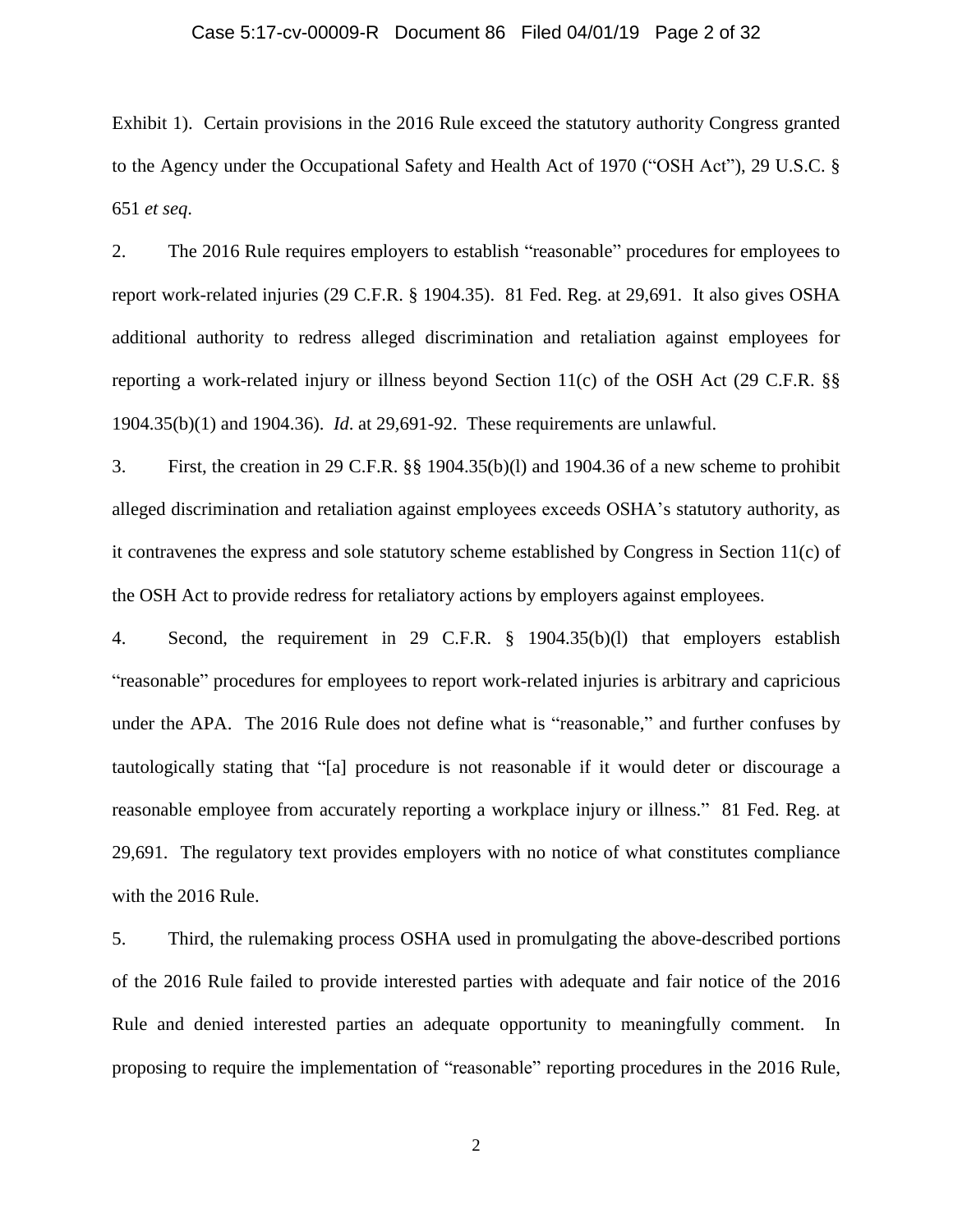Exhibit 1). Certain provisions in the 2016 Rule exceed the statutory authority Congress granted to the Agency under the Occupational Safety and Health Act of 1970 ("OSH Act"), 29 U.S.C. § 651 *et seq*.

2. The 2016 Rule requires employers to establish "reasonable" procedures for employees to report work-related injuries (29 C.F.R. § 1904.35). 81 Fed. Reg. at 29,691. It also gives OSHA additional authority to redress alleged discrimination and retaliation against employees for reporting a work-related injury or illness beyond Section 11(c) of the OSH Act (29 C.F.R. §§ 1904.35(b)(1) and 1904.36). *Id*. at 29,691-92. These requirements are unlawful.

3. First, the creation in 29 C.F.R. §§ 1904.35(b)(l) and 1904.36 of a new scheme to prohibit alleged discrimination and retaliation against employees exceeds OSHA's statutory authority, as it contravenes the express and sole statutory scheme established by Congress in Section 11(c) of the OSH Act to provide redress for retaliatory actions by employers against employees.

4. Second, the requirement in 29 C.F.R. § 1904.35(b)(l) that employers establish "reasonable" procedures for employees to report work-related injuries is arbitrary and capricious under the APA. The 2016 Rule does not define what is "reasonable," and further confuses by tautologically stating that "[a] procedure is not reasonable if it would deter or discourage a reasonable employee from accurately reporting a workplace injury or illness." 81 Fed. Reg. at 29,691. The regulatory text provides employers with no notice of what constitutes compliance with the 2016 Rule.

5. Third, the rulemaking process OSHA used in promulgating the above-described portions of the 2016 Rule failed to provide interested parties with adequate and fair notice of the 2016 Rule and denied interested parties an adequate opportunity to meaningfully comment. In proposing to require the implementation of "reasonable" reporting procedures in the 2016 Rule,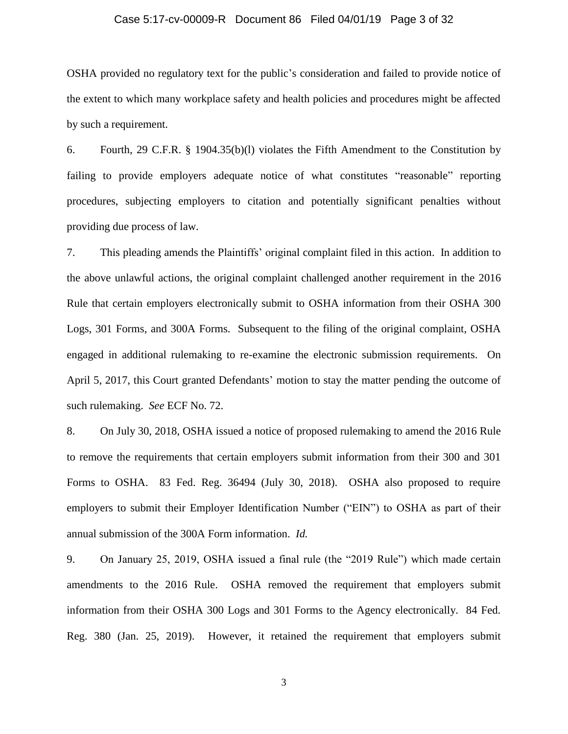OSHA provided no regulatory text for the public's consideration and failed to provide notice of the extent to which many workplace safety and health policies and procedures might be affected by such a requirement.

6. Fourth, 29 C.F.R. § 1904.35(b)(l) violates the Fifth Amendment to the Constitution by failing to provide employers adequate notice of what constitutes "reasonable" reporting procedures, subjecting employers to citation and potentially significant penalties without providing due process of law.

7. This pleading amends the Plaintiffs' original complaint filed in this action. In addition to the above unlawful actions, the original complaint challenged another requirement in the 2016 Rule that certain employers electronically submit to OSHA information from their OSHA 300 Logs, 301 Forms, and 300A Forms. Subsequent to the filing of the original complaint, OSHA engaged in additional rulemaking to re-examine the electronic submission requirements. On April 5, 2017, this Court granted Defendants' motion to stay the matter pending the outcome of such rulemaking. *See* ECF No. 72.

8. On July 30, 2018, OSHA issued a notice of proposed rulemaking to amend the 2016 Rule to remove the requirements that certain employers submit information from their 300 and 301 Forms to OSHA. 83 Fed. Reg. 36494 (July 30, 2018). OSHA also proposed to require employers to submit their Employer Identification Number ("EIN") to OSHA as part of their annual submission of the 300A Form information. *Id.*

9. On January 25, 2019, OSHA issued a final rule (the "2019 Rule") which made certain amendments to the 2016 Rule. OSHA removed the requirement that employers submit information from their OSHA 300 Logs and 301 Forms to the Agency electronically. 84 Fed. Reg. 380 (Jan. 25, 2019). However, it retained the requirement that employers submit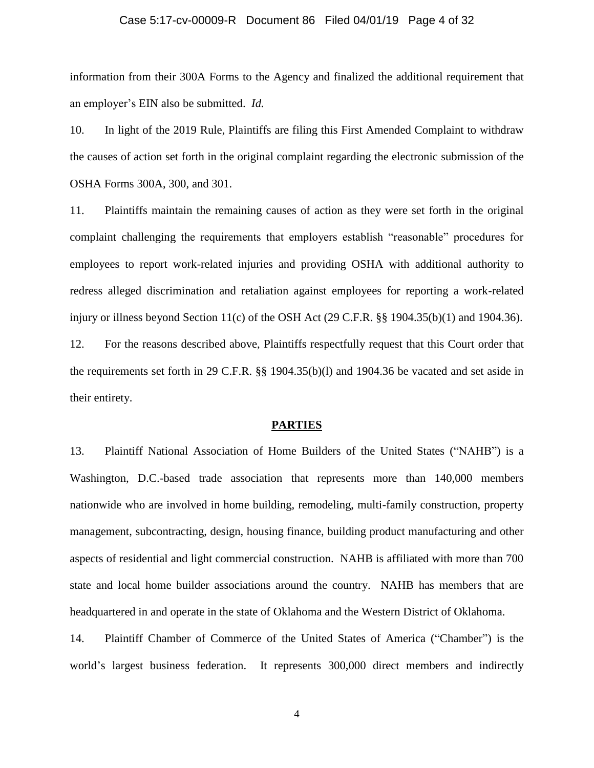information from their 300A Forms to the Agency and finalized the additional requirement that an employer's EIN also be submitted. *Id.*

10. In light of the 2019 Rule, Plaintiffs are filing this First Amended Complaint to withdraw the causes of action set forth in the original complaint regarding the electronic submission of the OSHA Forms 300A, 300, and 301.

11. Plaintiffs maintain the remaining causes of action as they were set forth in the original complaint challenging the requirements that employers establish "reasonable" procedures for employees to report work-related injuries and providing OSHA with additional authority to redress alleged discrimination and retaliation against employees for reporting a work-related injury or illness beyond Section 11(c) of the OSH Act (29 C.F.R. §§ 1904.35(b)(1) and 1904.36).

12. For the reasons described above, Plaintiffs respectfully request that this Court order that the requirements set forth in 29 C.F.R. §§ 1904.35(b)(l) and 1904.36 be vacated and set aside in their entirety.

## PARTIES

13. Plaintiff National Association of Home Builders of the United States ("NAHB") is a Washington, D.C.-based trade association that represents more than 140,000 members nationwide who are involved in home building, remodeling, multi-family construction, property management, subcontracting, design, housing finance, building product manufacturing and other aspects of residential and light commercial construction. NAHB is affiliated with more than 700 state and local home builder associations around the country. NAHB has members that are headquartered in and operate in the state of Oklahoma and the Western District of Oklahoma.

14. Plaintiff Chamber of Commerce of the United States of America ("Chamber") is the world's largest business federation. It represents 300,000 direct members and indirectly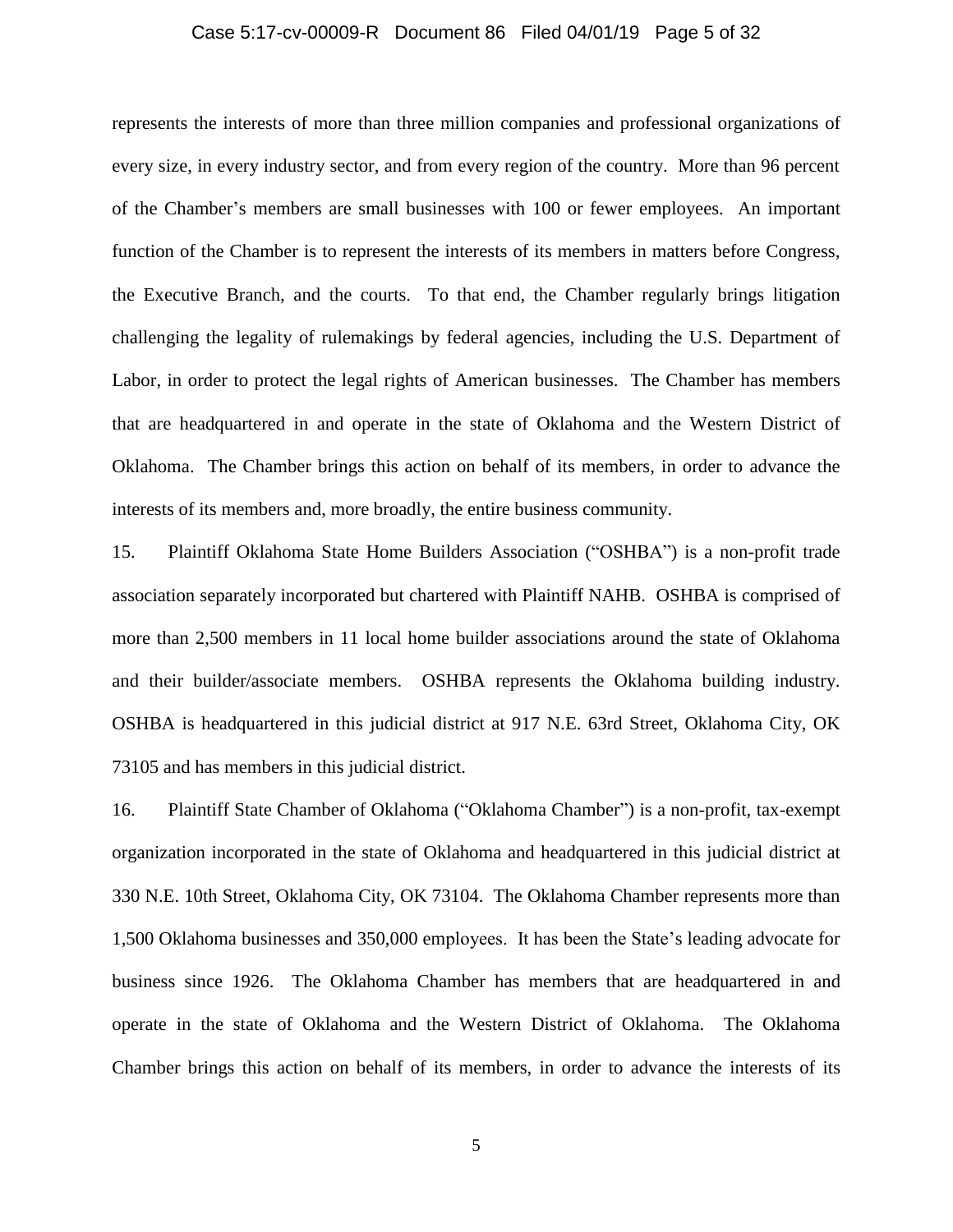represents the interests of more than three million companies and professional organizations of every size, in every industry sector, and from every region of the country. More than 96 percent of the Chamber's members are small businesses with 100 or fewer employees. An important function of the Chamber is to represent the interests of its members in matters before Congress, the Executive Branch, and the courts. To that end, the Chamber regularly brings litigation challenging the legality of rulemakings by federal agencies, including the U.S. Department of Labor, in order to protect the legal rights of American businesses. The Chamber has members that are headquartered in and operate in the state of Oklahoma and the Western District of Oklahoma. The Chamber brings this action on behalf of its members, in order to advance the interests of its members and, more broadly, the entire business community.

15. Plaintiff Oklahoma State Home Builders Association ("OSHBA") is a non-profit trade association separately incorporated but chartered with Plaintiff NAHB. OSHBA is comprised of more than 2,500 members in 11 local home builder associations around the state of Oklahoma and their builder/associate members. OSHBA represents the Oklahoma building industry. OSHBA is headquartered in this judicial district at 917 N.E. 63rd Street, Oklahoma City, OK 73105 and has members in this judicial district.

16. Plaintiff State Chamber of Oklahoma ("Oklahoma Chamber") is a non-profit, tax-exempt organization incorporated in the state of Oklahoma and headquartered in this judicial district at 330 N.E. 10th Street, Oklahoma City, OK 73104. The Oklahoma Chamber represents more than 1,500 Oklahoma businesses and 350,000 employees. It has been the State's leading advocate for business since 1926. The Oklahoma Chamber has members that are headquartered in and operate in the state of Oklahoma and the Western District of Oklahoma. The Oklahoma Chamber brings this action on behalf of its members, in order to advance the interests of its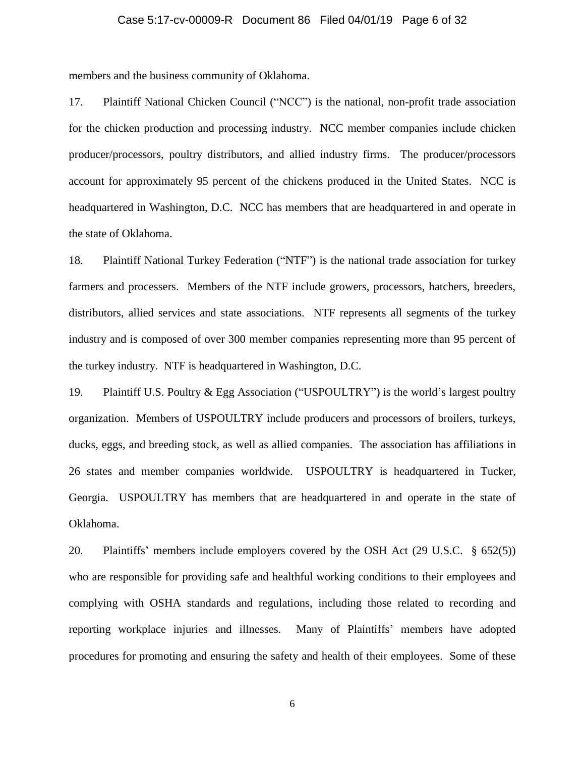members and the business community of Oklahoma.

17. Plaintiff National Chicken Council ("NCC") is the national, non-profit trade association for the chicken production and processing industry. NCC member companies include chicken producer/processors, poultry distributors, and allied industry firms. The producer/processors account for approximately 95 percent of the chickens produced in the United States. NCC is headquartered in Washington, D.C. NCC has members that are headquartered in and operate in the state of Oklahoma.

18. Plaintiff National Turkey Federation ("NTF") is the national trade association for turkey farmers and processers. Members of the NTF include growers, processors, hatchers, breeders, distributors, allied services and state associations. NTF represents all segments of the turkey industry and is composed of over 300 member companies representing more than 95 percent of the turkey industry. NTF is headquartered in Washington, D.C.

19. Plaintiff U.S. Poultry & Egg Association ("USPOULTRY") is the world's largest poultry organization. Members of USPOULTRY include producers and processors of broilers, turkeys, ducks, eggs, and breeding stock, as well as allied companies. The association has affiliations in 26 states and member companies worldwide. USPOULTRY is headquartered in Tucker, Georgia. USPOULTRY has members that are headquartered in and operate in the state of Oklahoma.

20. Plaintiffs' members include employers covered by the OSH Act (29 U.S.C. § 652(5)) who are responsible for providing safe and healthful working conditions to their employees and complying with OSHA standards and regulations, including those related to recording and reporting workplace injuries and illnesses. Many of Plaintiffs' members have adopted procedures for promoting and ensuring the safety and health of their employees. Some of these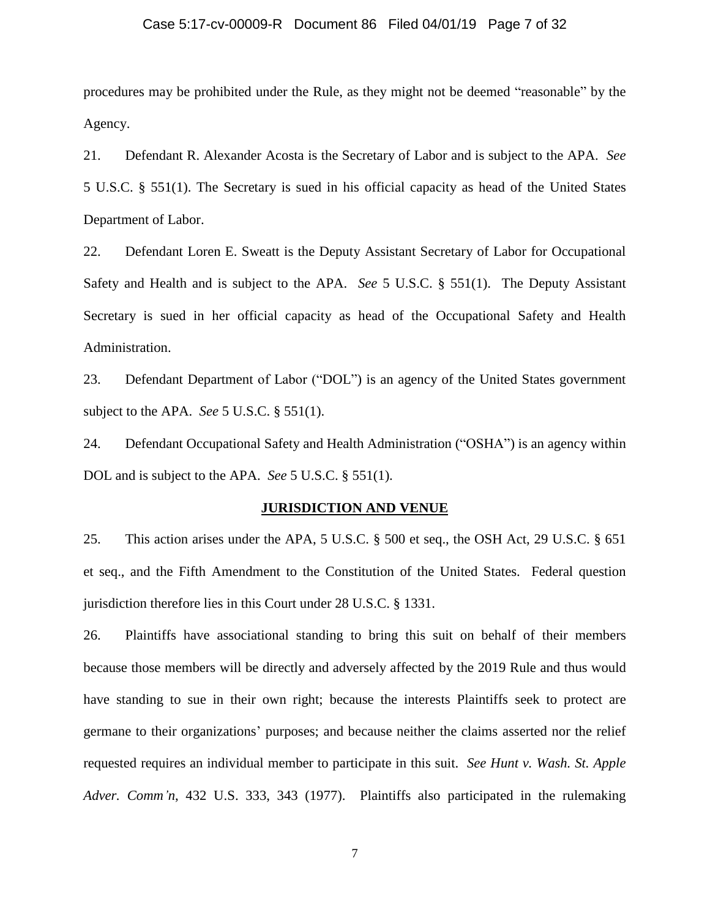procedures may be prohibited under the Rule, as they might not be deemed "reasonable" by the Agency.

21. Defendant R. Alexander Acosta is the Secretary of Labor and is subject to the APA. *See* 5 U.S.C. § 551(1). The Secretary is sued in his official capacity as head of the United States Department of Labor.

22. Defendant Loren E. Sweatt is the Deputy Assistant Secretary of Labor for Occupational Safety and Health and is subject to the APA. *See* 5 U.S.C. § 551(1). The Deputy Assistant Secretary is sued in her official capacity as head of the Occupational Safety and Health Administration.

23. Defendant Department of Labor ("DOL") is an agency of the United States government subject to the APA. *See* 5 U.S.C. § 551(1).

24. Defendant Occupational Safety and Health Administration ("OSHA") is an agency within DOL and is subject to the APA. *See* 5 U.S.C. § 551(1).

## JURISDICTION AND VENUE

25. This action arises under the APA, 5 U.S.C. § 500 et seq., the OSH Act, 29 U.S.C. § 651 et seq., and the Fifth Amendment to the Constitution of the United States. Federal question jurisdiction therefore lies in this Court under 28 U.S.C. § 1331.

26. Plaintiffs have associational standing to bring this suit on behalf of their members because those members will be directly and adversely affected by the 2019 Rule and thus would have standing to sue in their own right; because the interests Plaintiffs seek to protect are germane to their organizations' purposes; and because neither the claims asserted nor the relief requested requires an individual member to participate in this suit. *See Hunt v. Wash. St. Apple Adver. Comm'n*, 432 U.S. 333, 343 (1977). Plaintiffs also participated in the rulemaking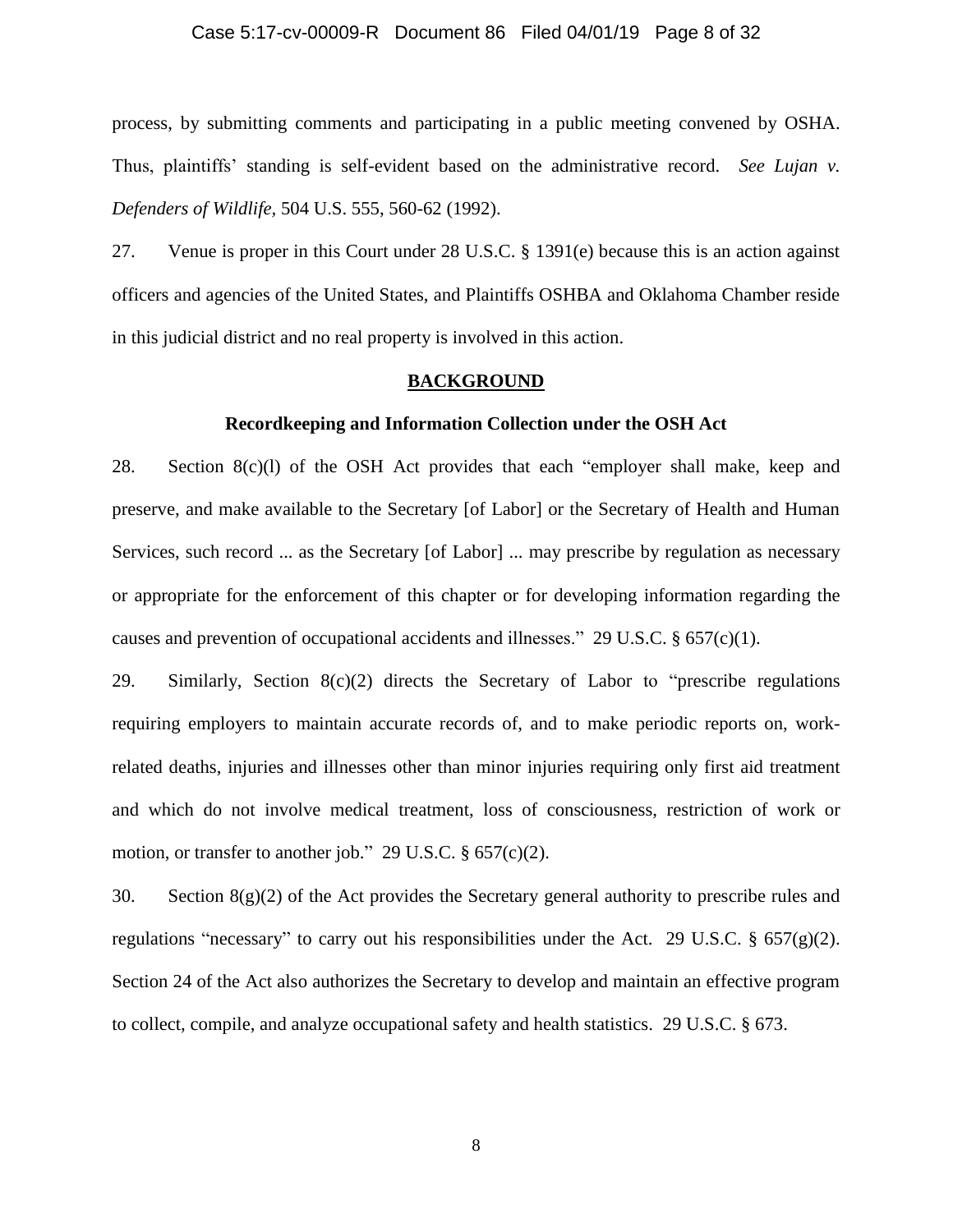process, by submitting comments and participating in a public meeting convened by OSHA. Thus, plaintiffs' standing is self-evident based on the administrative record. *See Lujan v. Defenders of Wildlife*, 504 U.S. 555, 560-62 (1992).

27. Venue is proper in this Court under 28 U.S.C. § 1391(e) because this is an action against officers and agencies of the United States, and Plaintiffs OSHBA and Oklahoma Chamber reside in this judicial district and no real property is involved in this action.

## BACKGROUND

### Recordkeeping and Information Collection under the OSH Act

28. Section 8(c)(l) of the OSH Act provides that each "employer shall make, keep and preserve, and make available to the Secretary [of Labor] or the Secretary of Health and Human Services, such record ... as the Secretary [of Labor] ... may prescribe by regulation as necessary or appropriate for the enforcement of this chapter or for developing information regarding the causes and prevention of occupational accidents and illnesses." 29 U.S.C. § 657(c)(1).

29. Similarly, Section 8(c)(2) directs the Secretary of Labor to "prescribe regulations requiring employers to maintain accurate records of, and to make periodic reports on, work-related deaths, injuries and illnesses other than minor injuries requiring only first aid treatment and which do not involve medical treatment, loss of consciousness, restriction of work or motion, or transfer to another job." 29 U.S.C. § 657(c)(2).

30. Section 8(g)(2) of the Act provides the Secretary general authority to prescribe rules and regulations "necessary" to carry out his responsibilities under the Act. 29 U.S.C. § 657(g)(2). Section 24 of the Act also authorizes the Secretary to develop and maintain an effective program to collect, compile, and analyze occupational safety and health statistics. 29 U.S.C. § 673.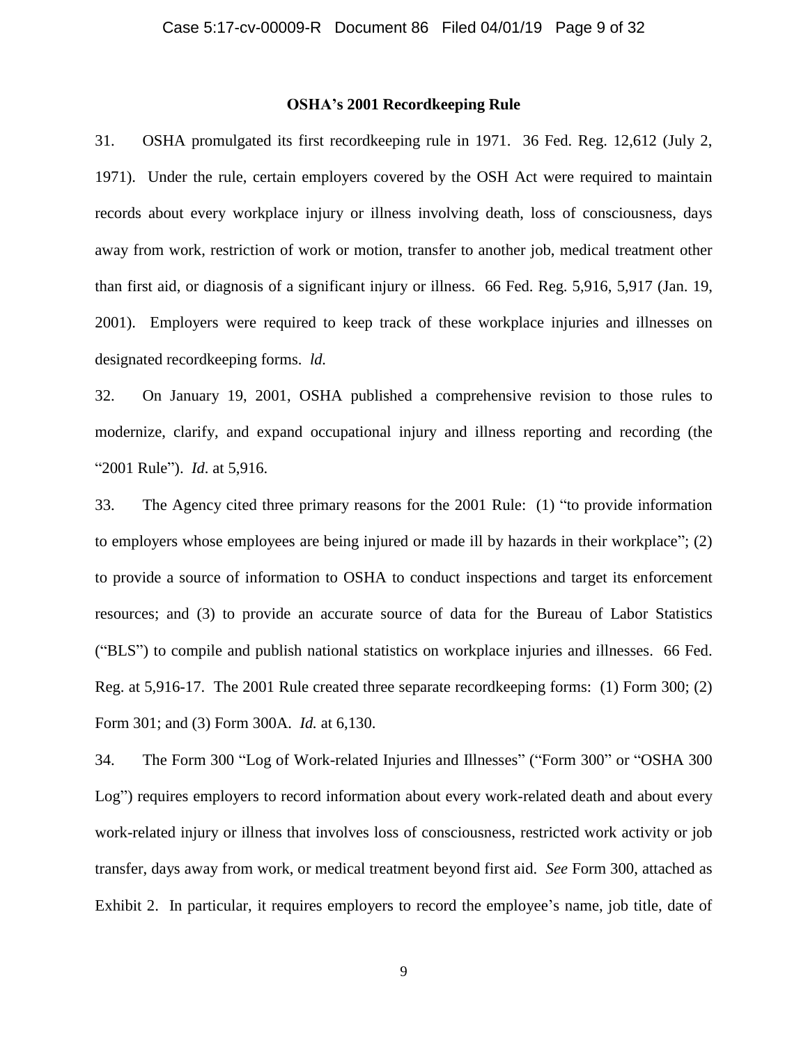**OSHA's 2001 Recordkeeping Rule**

31. OSHA promulgated its first recordkeeping rule in 1971. 36 Fed. Reg. 12,612 (July 2, 1971). Under the rule, certain employers covered by the OSH Act were required to maintain records about every workplace injury or illness involving death, loss of consciousness, days away from work, restriction of work or motion, transfer to another job, medical treatment other than first aid, or diagnosis of a significant injury or illness. 66 Fed. Reg. 5,916, 5,917 (Jan. 19, 2001). Employers were required to keep track of these workplace injuries and illnesses on designated recordkeeping forms. *ld.*

32. On January 19, 2001, OSHA published a comprehensive revision to those rules to modernize, clarify, and expand occupational injury and illness reporting and recording (the "2001 Rule"). *Id*. at 5,916.

33. The Agency cited three primary reasons for the 2001 Rule: (1) "to provide information to employers whose employees are being injured or made ill by hazards in their workplace"; (2) to provide a source of information to OSHA to conduct inspections and target its enforcement resources; and (3) to provide an accurate source of data for the Bureau of Labor Statistics ("BLS") to compile and publish national statistics on workplace injuries and illnesses. 66 Fed. Reg. at 5,916-17. The 2001 Rule created three separate recordkeeping forms: (1) Form 300; (2) Form 301; and (3) Form 300A. *Id.* at 6,130.

34. The Form 300 "Log of Work-related Injuries and Illnesses" ("Form 300" or "OSHA 300 Log") requires employers to record information about every work-related death and about every work-related injury or illness that involves loss of consciousness, restricted work activity or job transfer, days away from work, or medical treatment beyond first aid. *See* Form 300, attached as Exhibit 2. In particular, it requires employers to record the employee's name, job title, date of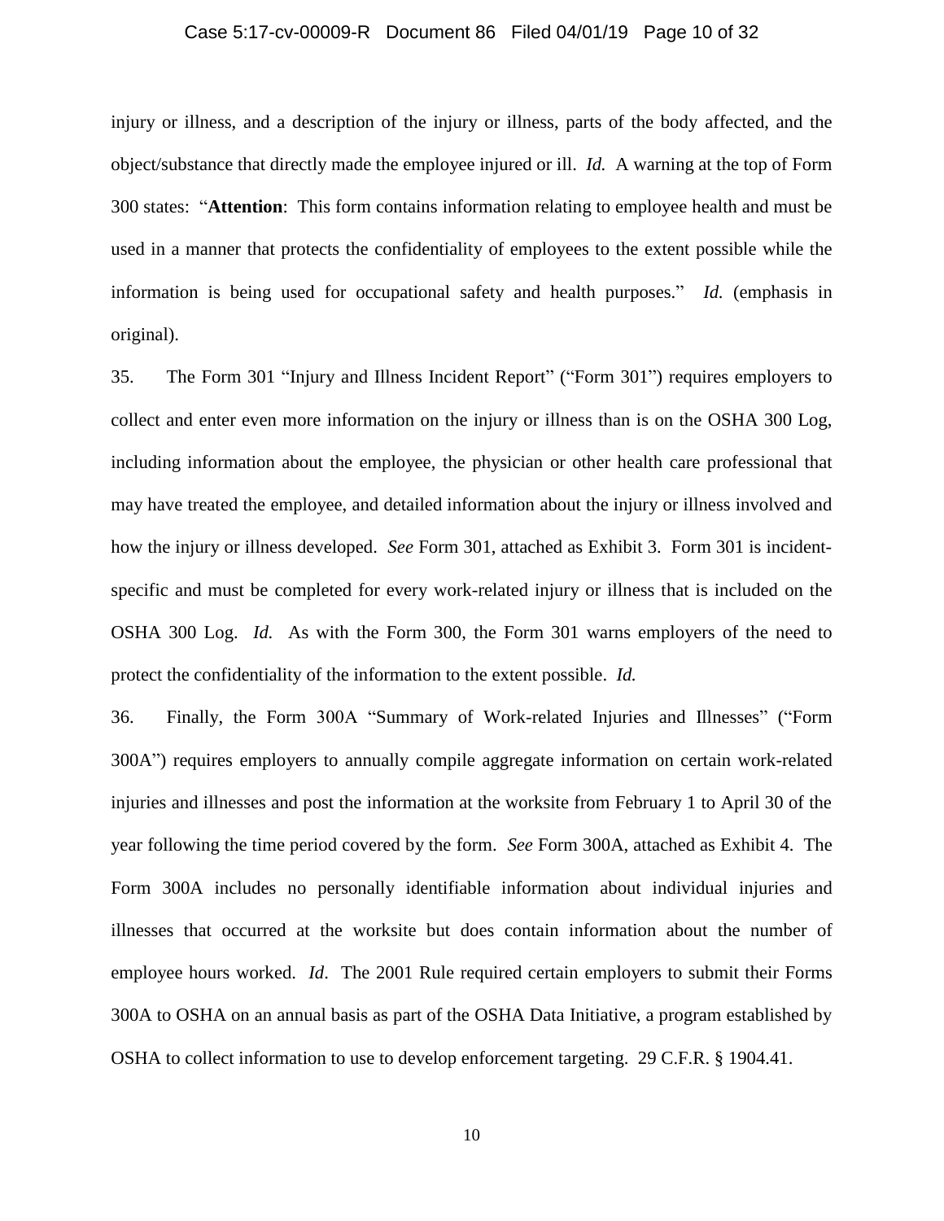injury or illness, and a description of the injury or illness, parts of the body affected, and the object/substance that directly made the employee injured or ill. *Id.* A warning at the top of Form 300 states: "**Attention**: This form contains information relating to employee health and must be used in a manner that protects the confidentiality of employees to the extent possible while the information is being used for occupational safety and health purposes." *Id.* (emphasis in original).

35. The Form 301 "Injury and Illness Incident Report" ("Form 301") requires employers to collect and enter even more information on the injury or illness than is on the OSHA 300 Log, including information about the employee, the physician or other health care professional that may have treated the employee, and detailed information about the injury or illness involved and how the injury or illness developed. *See* Form 301, attached as Exhibit 3. Form 301 is incident-specific and must be completed for every work-related injury or illness that is included on the OSHA 300 Log. *Id.* As with the Form 300, the Form 301 warns employers of the need to protect the confidentiality of the information to the extent possible. *Id.*

36. Finally, the Form 300A "Summary of Work-related Injuries and Illnesses" ("Form 300A") requires employers to annually compile aggregate information on certain work-related injuries and illnesses and post the information at the worksite from February 1 to April 30 of the year following the time period covered by the form. *See* Form 300A, attached as Exhibit 4. The Form 300A includes no personally identifiable information about individual injuries and illnesses that occurred at the worksite but does contain information about the number of employee hours worked. *Id*. The 2001 Rule required certain employers to submit their Forms 300A to OSHA on an annual basis as part of the OSHA Data Initiative, a program established by OSHA to collect information to use to develop enforcement targeting. 29 C.F.R. § 1904.41.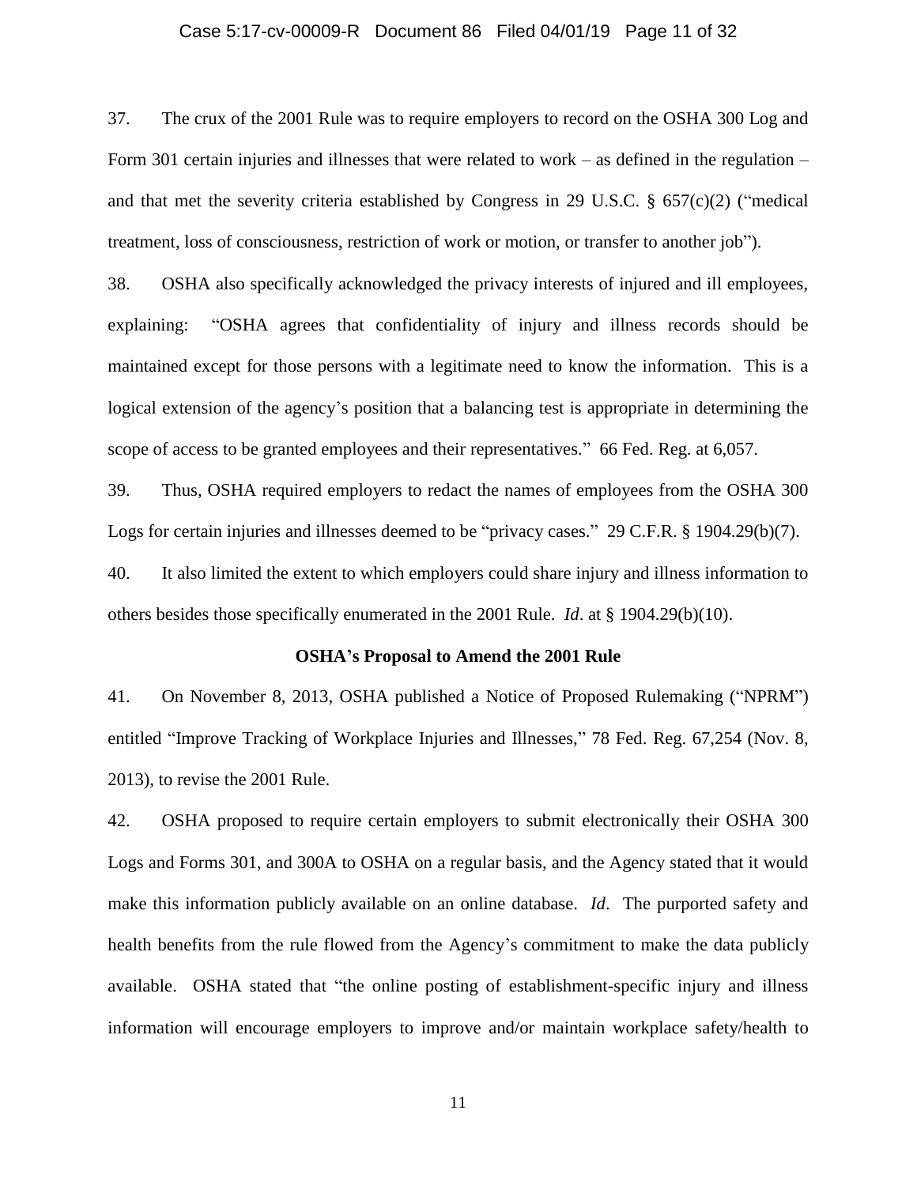37. The crux of the 2001 Rule was to require employers to record on the OSHA 300 Log and Form 301 certain injuries and illnesses that were related to work – as defined in the regulation – and that met the severity criteria established by Congress in 29 U.S.C. § 657(c)(2) ("medical treatment, loss of consciousness, restriction of work or motion, or transfer to another job").

38. OSHA also specifically acknowledged the privacy interests of injured and ill employees, explaining: "OSHA agrees that confidentiality of injury and illness records should be maintained except for those persons with a legitimate need to know the information. This is a logical extension of the agency's position that a balancing test is appropriate in determining the scope of access to be granted employees and their representatives." 66 Fed. Reg. at 6,057.

39. Thus, OSHA required employers to redact the names of employees from the OSHA 300 Logs for certain injuries and illnesses deemed to be "privacy cases." 29 C.F.R. § 1904.29(b)(7).

40. It also limited the extent to which employers could share injury and illness information to others besides those specifically enumerated in the 2001 Rule. *Id*. at § 1904.29(b)(10).

**OSHA's Proposal to Amend the 2001 Rule**

41. On November 8, 2013, OSHA published a Notice of Proposed Rulemaking ("NPRM") entitled "Improve Tracking of Workplace Injuries and Illnesses," 78 Fed. Reg. 67,254 (Nov. 8, 2013), to revise the 2001 Rule.

42. OSHA proposed to require certain employers to submit electronically their OSHA 300 Logs and Forms 301, and 300A to OSHA on a regular basis, and the Agency stated that it would make this information publicly available on an online database. *Id*. The purported safety and health benefits from the rule flowed from the Agency's commitment to make the data publicly available. OSHA stated that "the online posting of establishment-specific injury and illness information will encourage employers to improve and/or maintain workplace safety/health to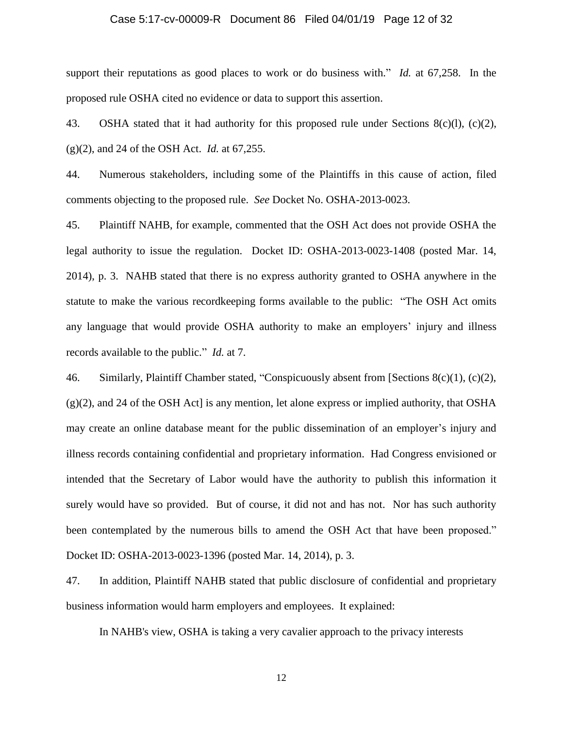support their reputations as good places to work or do business with." *Id.* at 67,258. In the proposed rule OSHA cited no evidence or data to support this assertion.

43. OSHA stated that it had authority for this proposed rule under Sections 8(c)(l), (c)(2), (g)(2), and 24 of the OSH Act. *Id.* at 67,255.

44. Numerous stakeholders, including some of the Plaintiffs in this cause of action, filed comments objecting to the proposed rule. *See* Docket No. OSHA-2013-0023.

45. Plaintiff NAHB, for example, commented that the OSH Act does not provide OSHA the legal authority to issue the regulation. Docket ID: OSHA-2013-0023-1408 (posted Mar. 14, 2014), p. 3. NAHB stated that there is no express authority granted to OSHA anywhere in the statute to make the various recordkeeping forms available to the public: "The OSH Act omits any language that would provide OSHA authority to make an employers' injury and illness records available to the public." *Id.* at 7.

46. Similarly, Plaintiff Chamber stated, "Conspicuously absent from [Sections 8(c)(1), (c)(2), (g)(2), and 24 of the OSH Act] is any mention, let alone express or implied authority, that OSHA may create an online database meant for the public dissemination of an employer's injury and illness records containing confidential and proprietary information. Had Congress envisioned or intended that the Secretary of Labor would have the authority to publish this information it surely would have so provided. But of course, it did not and has not. Nor has such authority been contemplated by the numerous bills to amend the OSH Act that have been proposed." Docket ID: OSHA-2013-0023-1396 (posted Mar. 14, 2014), p. 3.

47. In addition, Plaintiff NAHB stated that public disclosure of confidential and proprietary business information would harm employers and employees. It explained:

> In NAHB's view, OSHA is taking a very cavalier approach to the privacy interests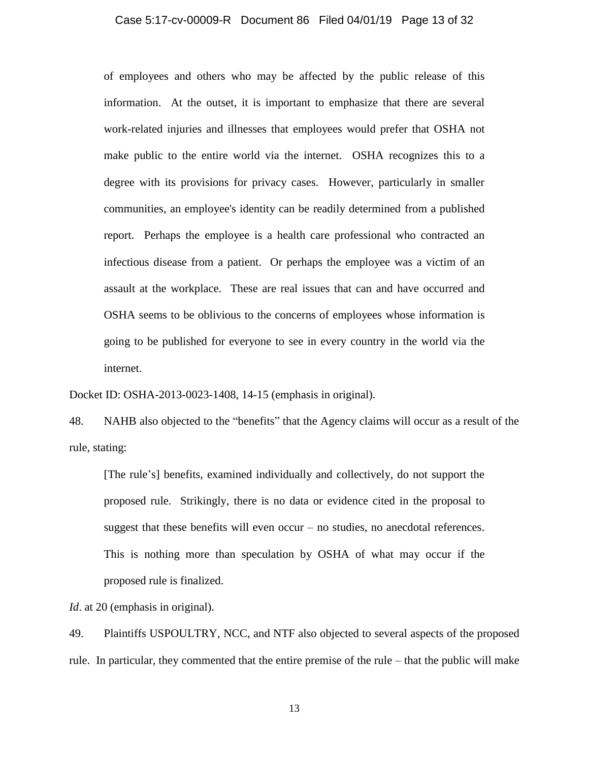> of employees and others who may be affected by the public release of this information. At the outset, it is important to emphasize that there are several work-related injuries and illnesses that employees would prefer that OSHA not make public to the entire world via the internet. OSHA recognizes this to a degree with its provisions for privacy cases. However, particularly in smaller communities, an employee's identity can be readily determined from a published report. Perhaps the employee is a health care professional who contracted an infectious disease from a patient. Or perhaps the employee was a victim of an assault at the workplace. These are real issues that can and have occurred and OSHA seems to be oblivious to the concerns of employees whose information is going to be published for everyone to see in every country in the world via the internet.

Docket ID: OSHA-2013-0023-1408, 14-15 (emphasis in original).

48. NAHB also objected to the "benefits" that the Agency claims will occur as a result of the rule, stating:

> [The rule's] benefits, examined individually and collectively, do not support the proposed rule. Strikingly, there is no data or evidence cited in the proposal to suggest that these benefits will even occur – no studies, no anecdotal references. This is nothing more than speculation by OSHA of what may occur if the proposed rule is finalized.

*Id*. at 20 (emphasis in original).

49. Plaintiffs USPOULTRY, NCC, and NTF also objected to several aspects of the proposed rule. In particular, they commented that the entire premise of the rule – that the public will make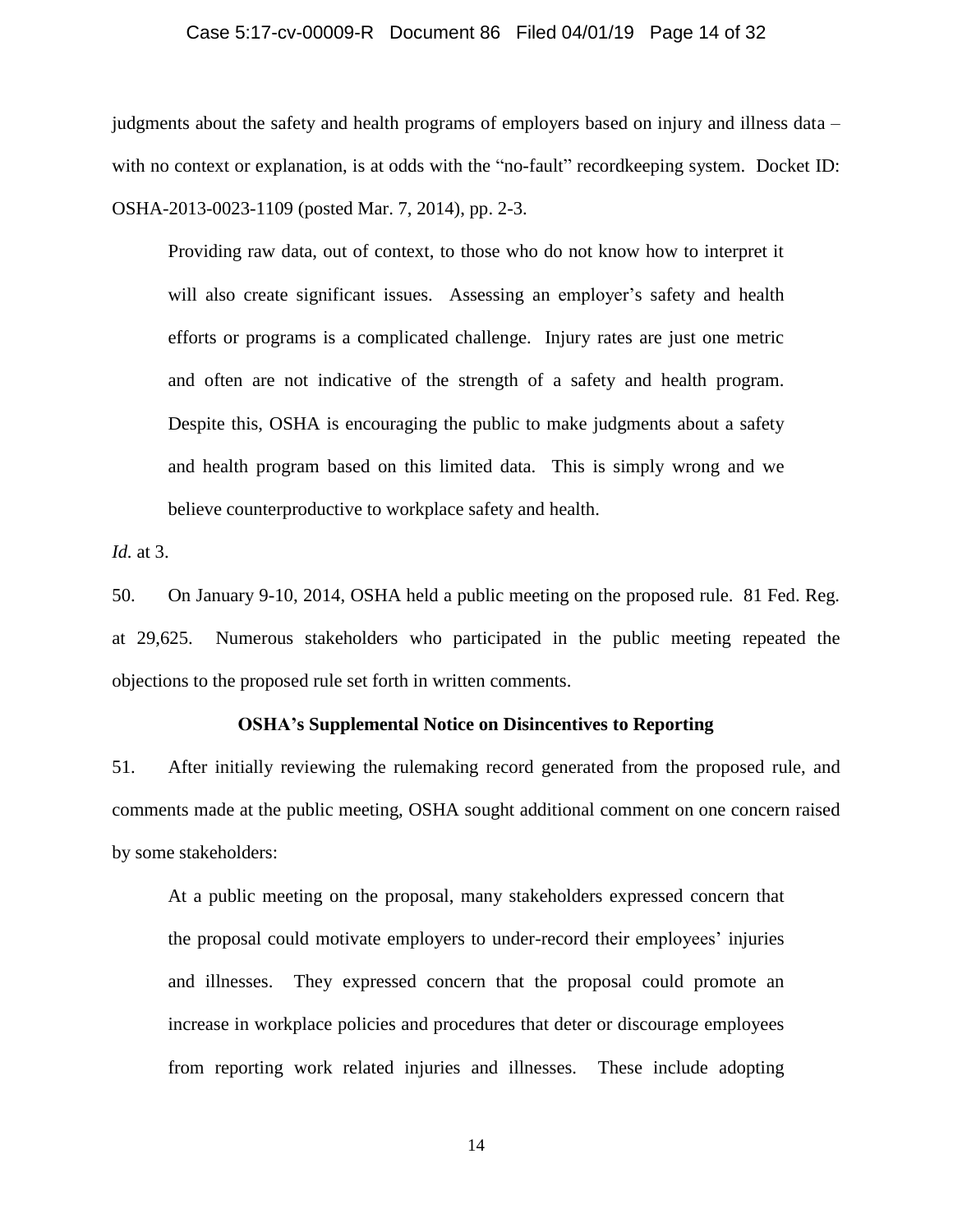judgments about the safety and health programs of employers based on injury and illness data – with no context or explanation, is at odds with the "no-fault" recordkeeping system. Docket ID: OSHA-2013-0023-1109 (posted Mar. 7, 2014), pp. 2-3.

> Providing raw data, out of context, to those who do not know how to interpret it will also create significant issues. Assessing an employer's safety and health efforts or programs is a complicated challenge. Injury rates are just one metric and often are not indicative of the strength of a safety and health program. Despite this, OSHA is encouraging the public to make judgments about a safety and health program based on this limited data. This is simply wrong and we believe counterproductive to workplace safety and health.

*Id.* at 3.

50. On January 9-10, 2014, OSHA held a public meeting on the proposed rule. 81 Fed. Reg. at 29,625. Numerous stakeholders who participated in the public meeting repeated the objections to the proposed rule set forth in written comments.

**OSHA's Supplemental Notice on Disincentives to Reporting**

51. After initially reviewing the rulemaking record generated from the proposed rule, and comments made at the public meeting, OSHA sought additional comment on one concern raised by some stakeholders:

> At a public meeting on the proposal, many stakeholders expressed concern that the proposal could motivate employers to under-record their employees' injuries and illnesses. They expressed concern that the proposal could promote an increase in workplace policies and procedures that deter or discourage employees from reporting work related injuries and illnesses. These include adopting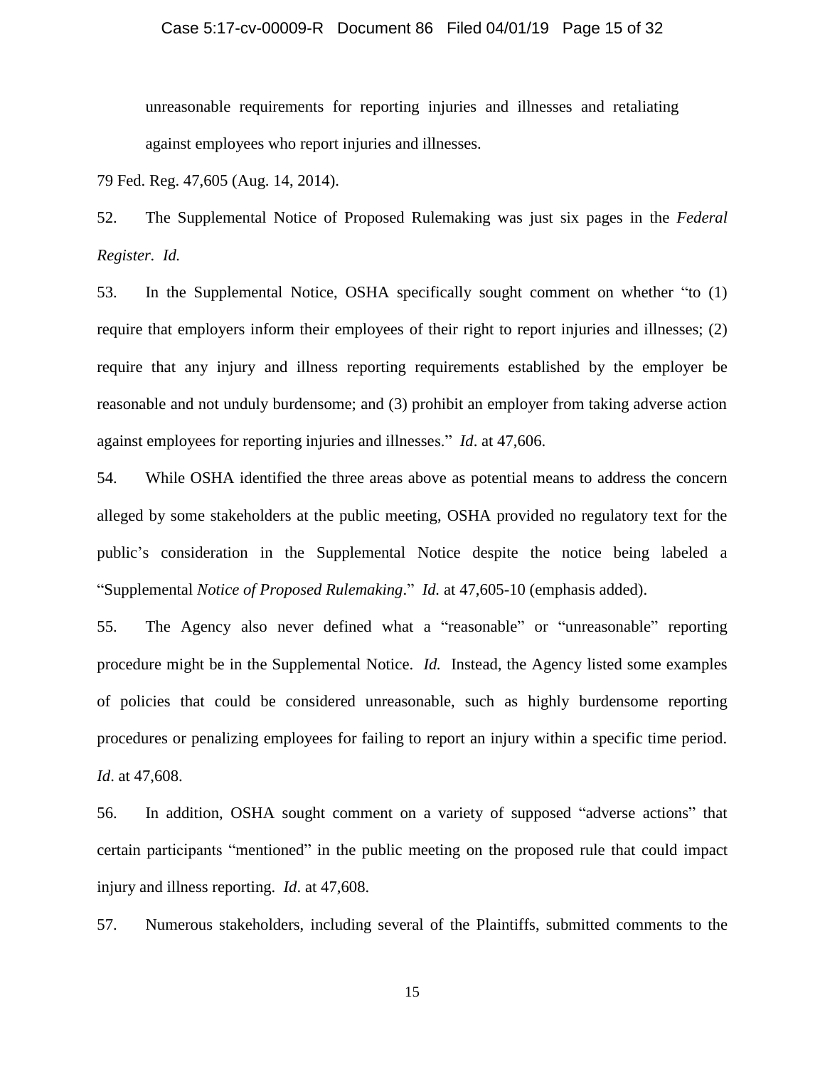unreasonable requirements for reporting injuries and illnesses and retaliating against employees who report injuries and illnesses.

79 Fed. Reg. 47,605 (Aug. 14, 2014).

52. The Supplemental Notice of Proposed Rulemaking was just six pages in the *Federal Register*. *Id.*

53. In the Supplemental Notice, OSHA specifically sought comment on whether "to (1) require that employers inform their employees of their right to report injuries and illnesses; (2) require that any injury and illness reporting requirements established by the employer be reasonable and not unduly burdensome; and (3) prohibit an employer from taking adverse action against employees for reporting injuries and illnesses." *Id*. at 47,606.

54. While OSHA identified the three areas above as potential means to address the concern alleged by some stakeholders at the public meeting, OSHA provided no regulatory text for the public's consideration in the Supplemental Notice despite the notice being labeled a "Supplemental *Notice of Proposed Rulemaking*." *Id.* at 47,605-10 (emphasis added).

55. The Agency also never defined what a "reasonable" or "unreasonable" reporting procedure might be in the Supplemental Notice. *Id.* Instead, the Agency listed some examples of policies that could be considered unreasonable, such as highly burdensome reporting procedures or penalizing employees for failing to report an injury within a specific time period. *Id*. at 47,608.

56. In addition, OSHA sought comment on a variety of supposed "adverse actions" that certain participants "mentioned" in the public meeting on the proposed rule that could impact injury and illness reporting. *Id*. at 47,608.

57. Numerous stakeholders, including several of the Plaintiffs, submitted comments to the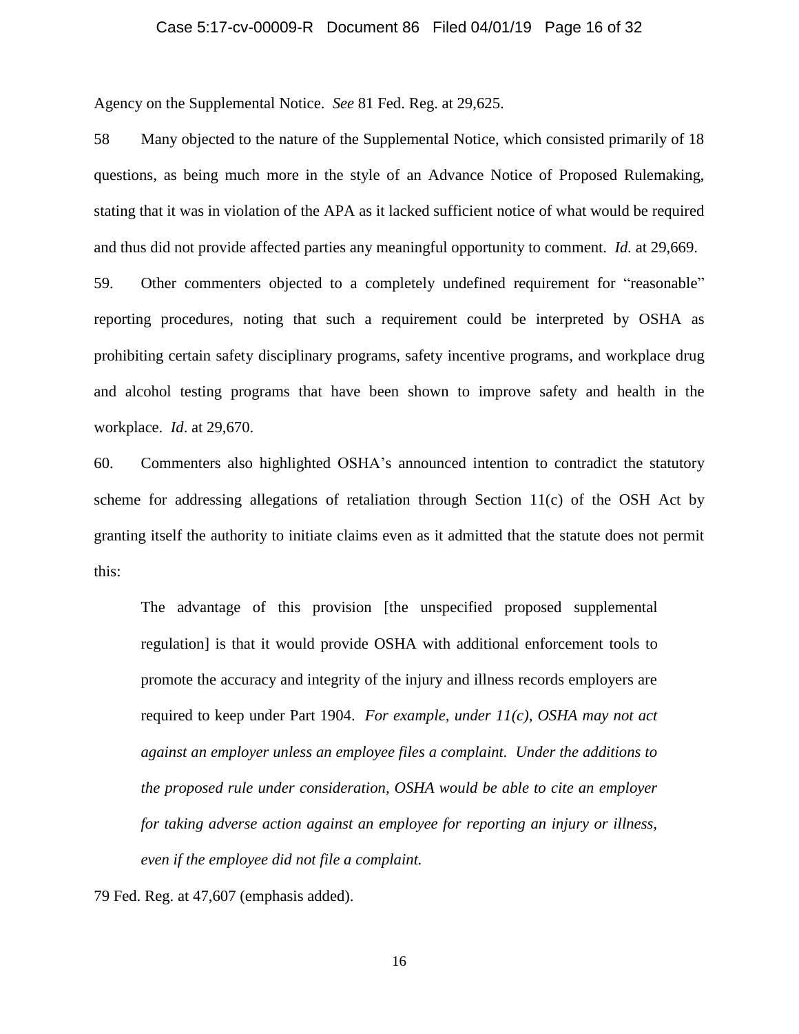Agency on the Supplemental Notice. *See* 81 Fed. Reg. at 29,625.

58 Many objected to the nature of the Supplemental Notice, which consisted primarily of 18 questions, as being much more in the style of an Advance Notice of Proposed Rulemaking, stating that it was in violation of the APA as it lacked sufficient notice of what would be required and thus did not provide affected parties any meaningful opportunity to comment. *Id.* at 29,669.

59. Other commenters objected to a completely undefined requirement for "reasonable" reporting procedures, noting that such a requirement could be interpreted by OSHA as prohibiting certain safety disciplinary programs, safety incentive programs, and workplace drug and alcohol testing programs that have been shown to improve safety and health in the workplace. *Id*. at 29,670.

60. Commenters also highlighted OSHA's announced intention to contradict the statutory scheme for addressing allegations of retaliation through Section 11(c) of the OSH Act by granting itself the authority to initiate claims even as it admitted that the statute does not permit this:

> The advantage of this provision [the unspecified proposed supplemental regulation] is that it would provide OSHA with additional enforcement tools to promote the accuracy and integrity of the injury and illness records employers are required to keep under Part 1904. *For example, under 11(c), OSHA may not act against an employer unless an employee files a complaint. Under the additions to the proposed rule under consideration, OSHA would be able to cite an employer for taking adverse action against an employee for reporting an injury or illness, even if the employee did not file a complaint.*

79 Fed. Reg. at 47,607 (emphasis added).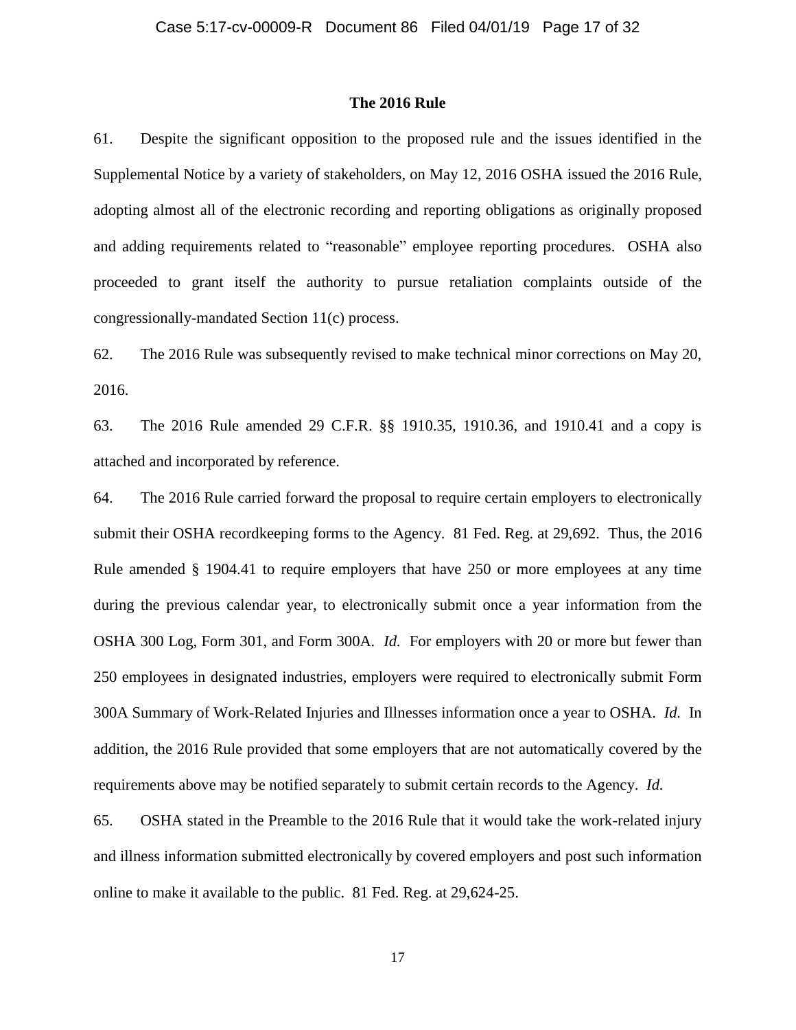## The 2016 Rule

61. Despite the significant opposition to the proposed rule and the issues identified in the Supplemental Notice by a variety of stakeholders, on May 12, 2016 OSHA issued the 2016 Rule, adopting almost all of the electronic recording and reporting obligations as originally proposed and adding requirements related to "reasonable" employee reporting procedures. OSHA also proceeded to grant itself the authority to pursue retaliation complaints outside of the congressionally-mandated Section 11(c) process.

62. The 2016 Rule was subsequently revised to make technical minor corrections on May 20, 2016.

63. The 2016 Rule amended 29 C.F.R. §§ 1910.35, 1910.36, and 1910.41 and a copy is attached and incorporated by reference.

64. The 2016 Rule carried forward the proposal to require certain employers to electronically submit their OSHA recordkeeping forms to the Agency. 81 Fed. Reg. at 29,692. Thus, the 2016 Rule amended § 1904.41 to require employers that have 250 or more employees at any time during the previous calendar year, to electronically submit once a year information from the OSHA 300 Log, Form 301, and Form 300A. *Id.* For employers with 20 or more but fewer than 250 employees in designated industries, employers were required to electronically submit Form 300A Summary of Work-Related Injuries and Illnesses information once a year to OSHA. *Id.* In addition, the 2016 Rule provided that some employers that are not automatically covered by the requirements above may be notified separately to submit certain records to the Agency. *Id.*

65. OSHA stated in the Preamble to the 2016 Rule that it would take the work-related injury and illness information submitted electronically by covered employers and post such information online to make it available to the public. 81 Fed. Reg. at 29,624-25.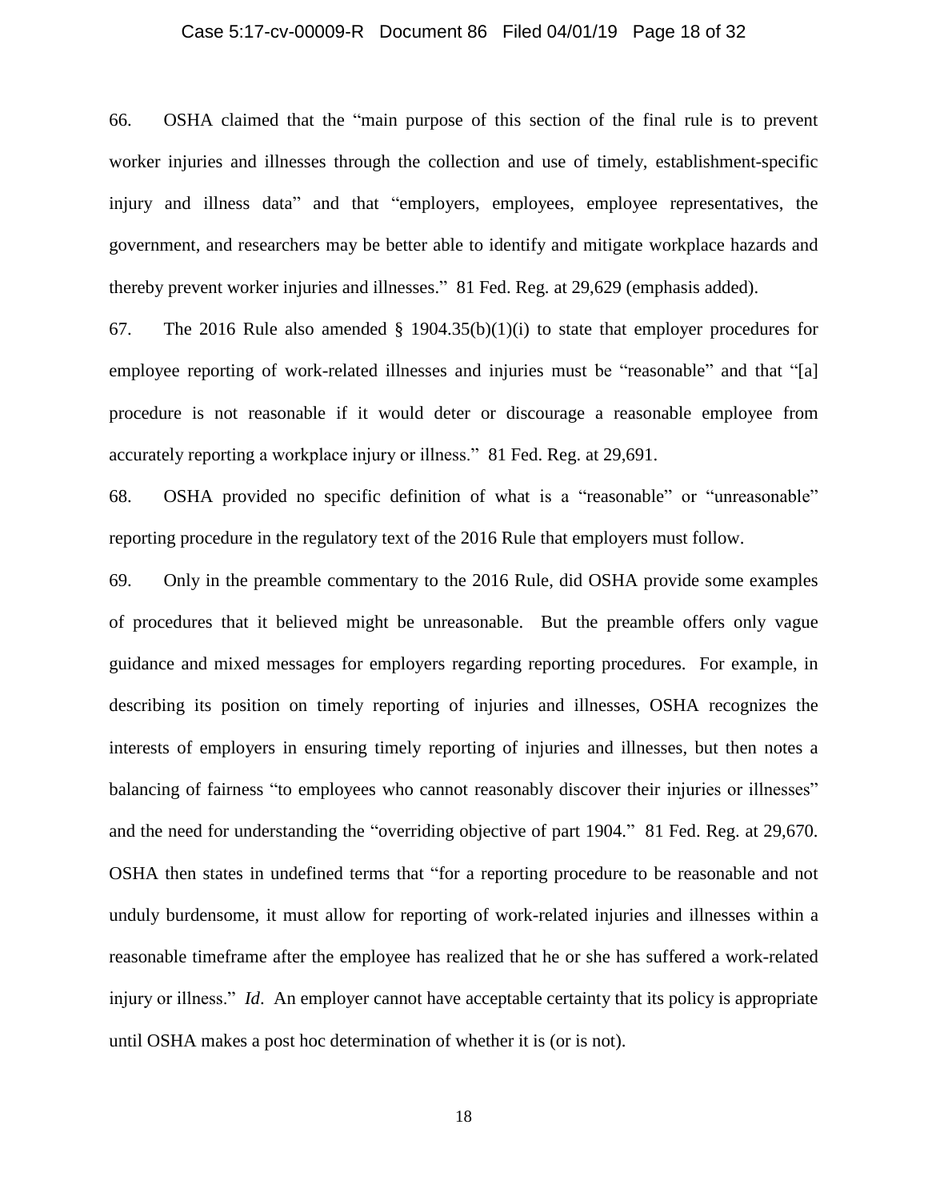66. OSHA claimed that the "main purpose of this section of the final rule is to prevent worker injuries and illnesses through the collection and use of timely, establishment-specific injury and illness data" and that "employers, employees, employee representatives, the government, and researchers may be better able to identify and mitigate workplace hazards and thereby prevent worker injuries and illnesses." 81 Fed. Reg. at 29,629 (emphasis added).

67. The 2016 Rule also amended § 1904.35(b)(1)(i) to state that employer procedures for employee reporting of work-related illnesses and injuries must be "reasonable" and that "[a] procedure is not reasonable if it would deter or discourage a reasonable employee from accurately reporting a workplace injury or illness." 81 Fed. Reg. at 29,691.

68. OSHA provided no specific definition of what is a "reasonable" or "unreasonable" reporting procedure in the regulatory text of the 2016 Rule that employers must follow.

69. Only in the preamble commentary to the 2016 Rule, did OSHA provide some examples of procedures that it believed might be unreasonable. But the preamble offers only vague guidance and mixed messages for employers regarding reporting procedures. For example, in describing its position on timely reporting of injuries and illnesses, OSHA recognizes the interests of employers in ensuring timely reporting of injuries and illnesses, but then notes a balancing of fairness "to employees who cannot reasonably discover their injuries or illnesses" and the need for understanding the "overriding objective of part 1904." 81 Fed. Reg. at 29,670. OSHA then states in undefined terms that "for a reporting procedure to be reasonable and not unduly burdensome, it must allow for reporting of work-related injuries and illnesses within a reasonable timeframe after the employee has realized that he or she has suffered a work-related injury or illness." *Id*. An employer cannot have acceptable certainty that its policy is appropriate until OSHA makes a post hoc determination of whether it is (or is not).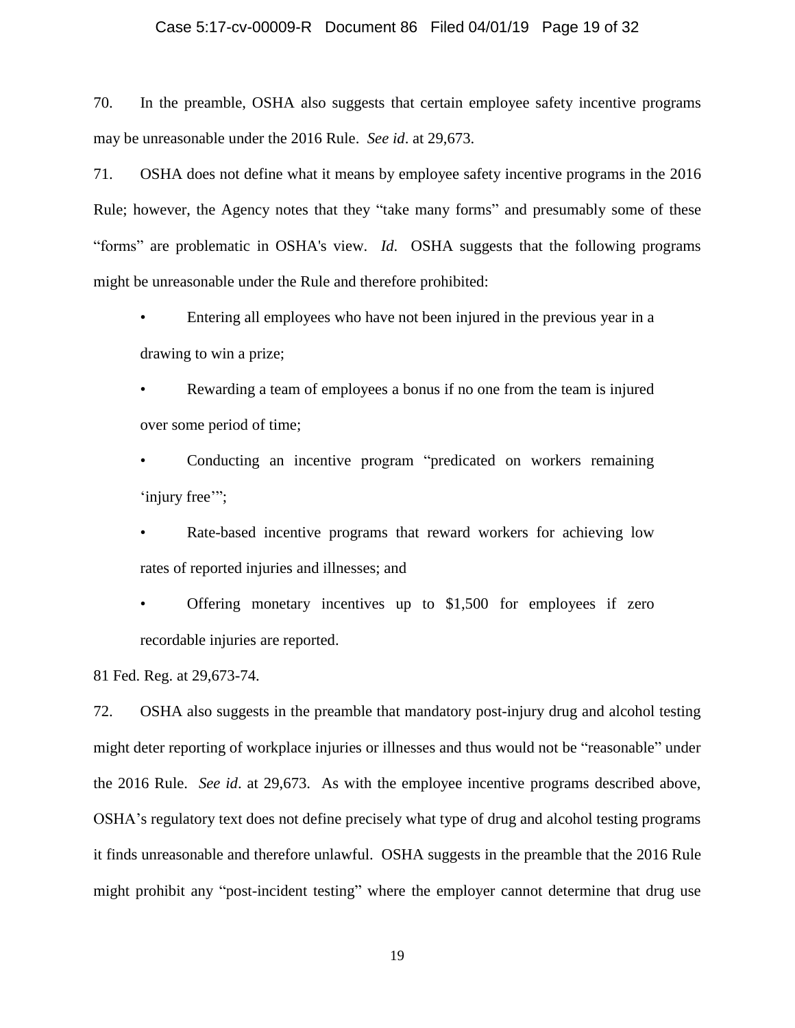70. In the preamble, OSHA also suggests that certain employee safety incentive programs may be unreasonable under the 2016 Rule. *See id*. at 29,673.

71. OSHA does not define what it means by employee safety incentive programs in the 2016 Rule; however, the Agency notes that they "take many forms" and presumably some of these "forms" are problematic in OSHA's view. *Id*. OSHA suggests that the following programs might be unreasonable under the Rule and therefore prohibited:

- Entering all employees who have not been injured in the previous year in a drawing to win a prize;
- Rewarding a team of employees a bonus if no one from the team is injured over some period of time;
- Conducting an incentive program "predicated on workers remaining 'injury free'";
- Rate-based incentive programs that reward workers for achieving low rates of reported injuries and illnesses; and
- Offering monetary incentives up to $1,500 for employees if zero recordable injuries are reported.

81 Fed. Reg. at 29,673-74.

72. OSHA also suggests in the preamble that mandatory post-injury drug and alcohol testing might deter reporting of workplace injuries or illnesses and thus would not be "reasonable" under the 2016 Rule. *See id*. at 29,673. As with the employee incentive programs described above, OSHA's regulatory text does not define precisely what type of drug and alcohol testing programs it finds unreasonable and therefore unlawful. OSHA suggests in the preamble that the 2016 Rule might prohibit any "post-incident testing" where the employer cannot determine that drug use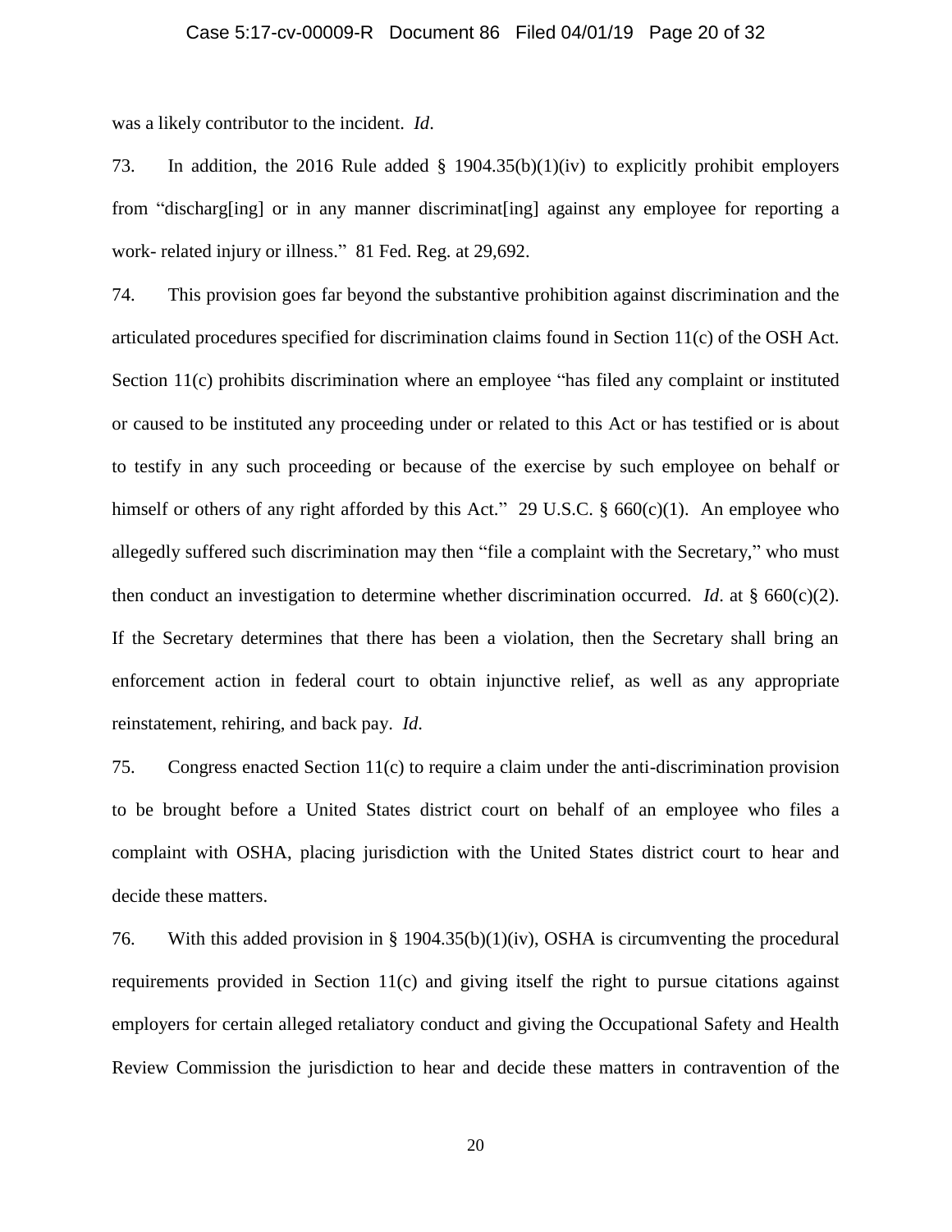was a likely contributor to the incident. *Id*.

73. In addition, the 2016 Rule added § 1904.35(b)(1)(iv) to explicitly prohibit employers from "discharg[ing] or in any manner discriminat[ing] against any employee for reporting a work- related injury or illness." 81 Fed. Reg. at 29,692.

74. This provision goes far beyond the substantive prohibition against discrimination and the articulated procedures specified for discrimination claims found in Section 11(c) of the OSH Act. Section 11(c) prohibits discrimination where an employee "has filed any complaint or instituted or caused to be instituted any proceeding under or related to this Act or has testified or is about to testify in any such proceeding or because of the exercise by such employee on behalf or himself or others of any right afforded by this Act." 29 U.S.C. § 660(c)(1). An employee who allegedly suffered such discrimination may then "file a complaint with the Secretary," who must then conduct an investigation to determine whether discrimination occurred. *Id*. at § 660(c)(2). If the Secretary determines that there has been a violation, then the Secretary shall bring an enforcement action in federal court to obtain injunctive relief, as well as any appropriate reinstatement, rehiring, and back pay. *Id*.

75. Congress enacted Section 11(c) to require a claim under the anti-discrimination provision to be brought before a United States district court on behalf of an employee who files a complaint with OSHA, placing jurisdiction with the United States district court to hear and decide these matters.

76. With this added provision in § 1904.35(b)(1)(iv), OSHA is circumventing the procedural requirements provided in Section 11(c) and giving itself the right to pursue citations against employers for certain alleged retaliatory conduct and giving the Occupational Safety and Health Review Commission the jurisdiction to hear and decide these matters in contravention of the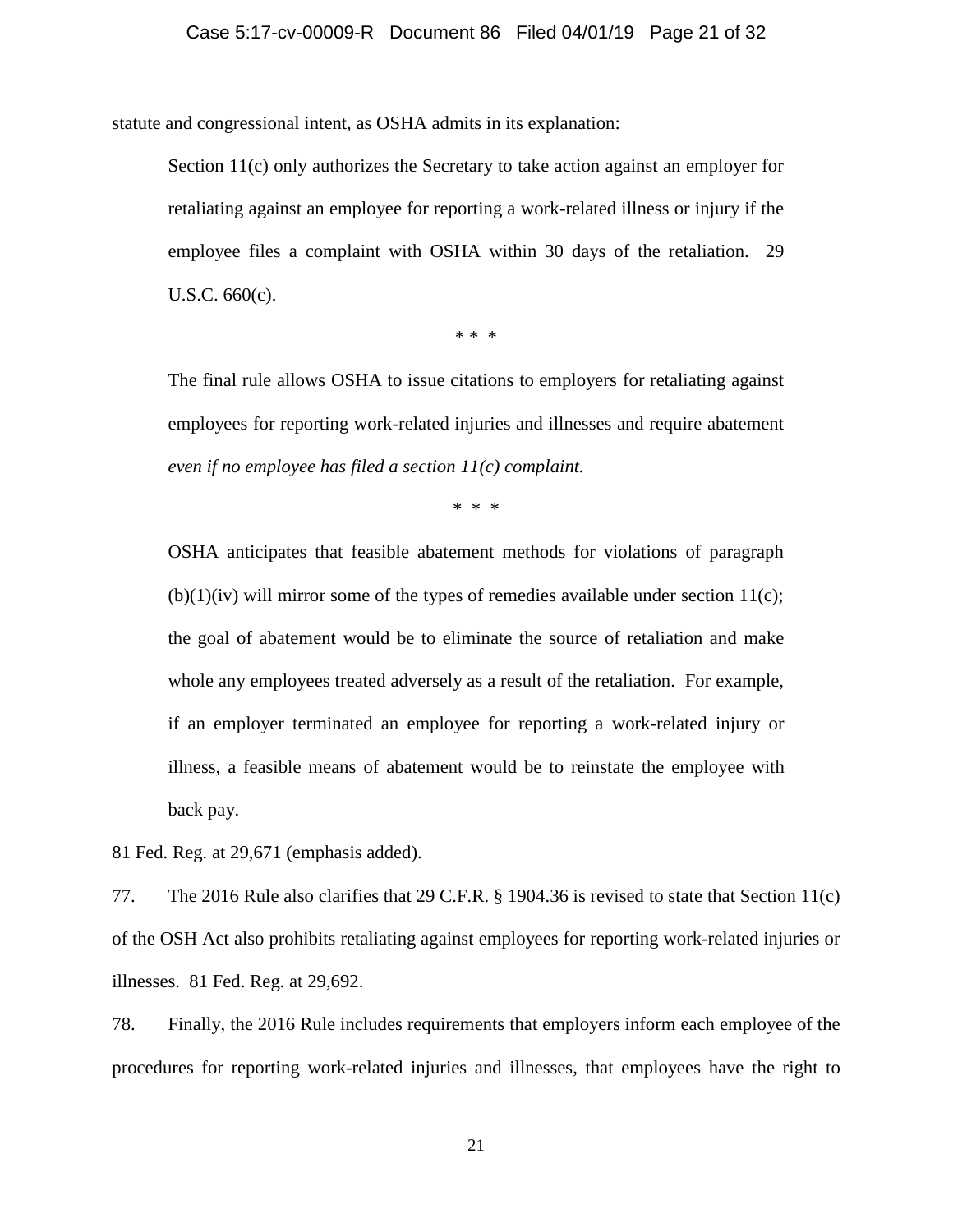statute and congressional intent, as OSHA admits in its explanation:

> Section 11(c) only authorizes the Secretary to take action against an employer for retaliating against an employee for reporting a work-related illness or injury if the employee files a complaint with OSHA within 30 days of the retaliation. 29 U.S.C. 660(c).
>
> \* \* \*
>
> The final rule allows OSHA to issue citations to employers for retaliating against employees for reporting work-related injuries and illnesses and require abatement *even if no employee has filed a section 11(c) complaint.*
>
> \* \* \*
>
> OSHA anticipates that feasible abatement methods for violations of paragraph (b)(1)(iv) will mirror some of the types of remedies available under section 11(c); the goal of abatement would be to eliminate the source of retaliation and make whole any employees treated adversely as a result of the retaliation. For example, if an employer terminated an employee for reporting a work-related injury or illness, a feasible means of abatement would be to reinstate the employee with back pay.

81 Fed. Reg. at 29,671 (emphasis added).

77. The 2016 Rule also clarifies that 29 C.F.R. § 1904.36 is revised to state that Section 11(c) of the OSH Act also prohibits retaliating against employees for reporting work-related injuries or illnesses. 81 Fed. Reg. at 29,692.

78. Finally, the 2016 Rule includes requirements that employers inform each employee of the procedures for reporting work-related injuries and illnesses, that employees have the right to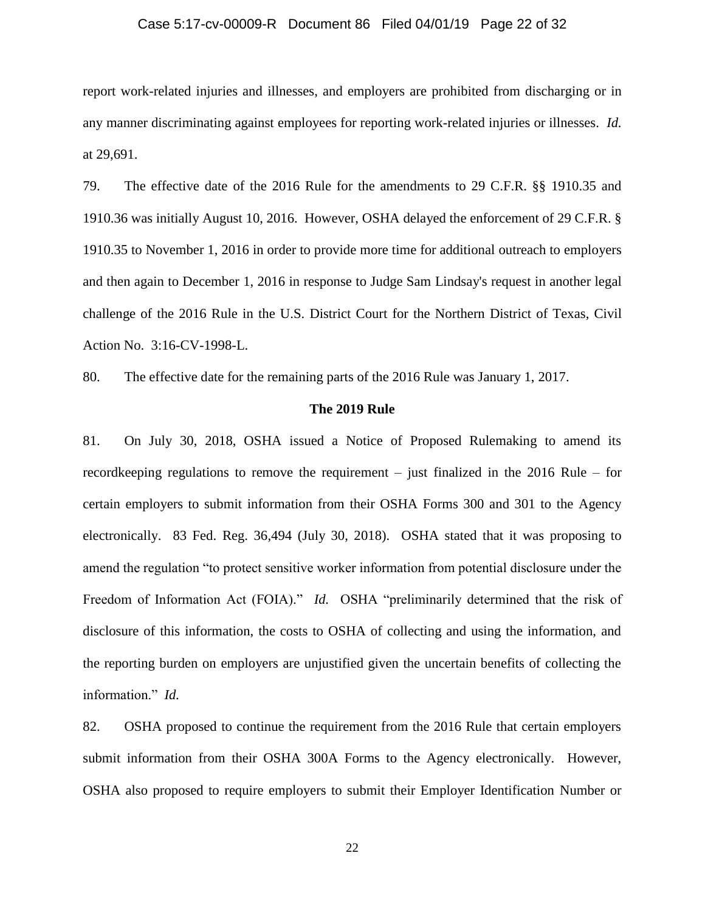report work-related injuries and illnesses, and employers are prohibited from discharging or in any manner discriminating against employees for reporting work-related injuries or illnesses. *Id.* at 29,691.

79. The effective date of the 2016 Rule for the amendments to 29 C.F.R. §§ 1910.35 and 1910.36 was initially August 10, 2016. However, OSHA delayed the enforcement of 29 C.F.R. § 1910.35 to November 1, 2016 in order to provide more time for additional outreach to employers and then again to December 1, 2016 in response to Judge Sam Lindsay's request in another legal challenge of the 2016 Rule in the U.S. District Court for the Northern District of Texas, Civil Action No. 3:16-CV-1998-L.

80. The effective date for the remaining parts of the 2016 Rule was January 1, 2017.

**The 2019 Rule**

81. On July 30, 2018, OSHA issued a Notice of Proposed Rulemaking to amend its recordkeeping regulations to remove the requirement – just finalized in the 2016 Rule – for certain employers to submit information from their OSHA Forms 300 and 301 to the Agency electronically. 83 Fed. Reg. 36,494 (July 30, 2018). OSHA stated that it was proposing to amend the regulation "to protect sensitive worker information from potential disclosure under the Freedom of Information Act (FOIA)." *Id.* OSHA "preliminarily determined that the risk of disclosure of this information, the costs to OSHA of collecting and using the information, and the reporting burden on employers are unjustified given the uncertain benefits of collecting the information." *Id.*

82. OSHA proposed to continue the requirement from the 2016 Rule that certain employers submit information from their OSHA 300A Forms to the Agency electronically. However, OSHA also proposed to require employers to submit their Employer Identification Number or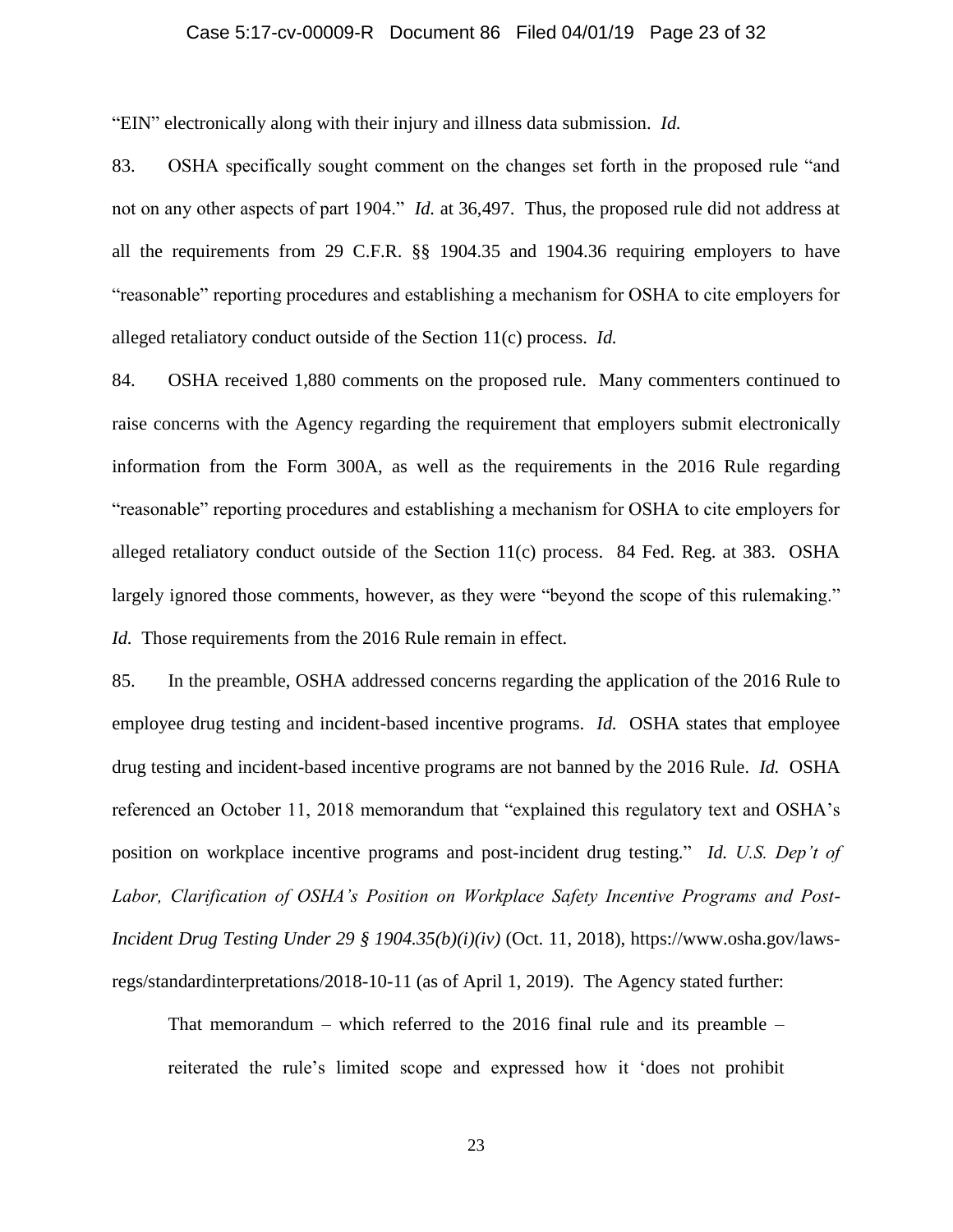"EIN" electronically along with their injury and illness data submission. *Id.*

83. OSHA specifically sought comment on the changes set forth in the proposed rule "and not on any other aspects of part 1904." *Id.* at 36,497. Thus, the proposed rule did not address at all the requirements from 29 C.F.R. §§ 1904.35 and 1904.36 requiring employers to have "reasonable" reporting procedures and establishing a mechanism for OSHA to cite employers for alleged retaliatory conduct outside of the Section 11(c) process. *Id.*

84. OSHA received 1,880 comments on the proposed rule. Many commenters continued to raise concerns with the Agency regarding the requirement that employers submit electronically information from the Form 300A, as well as the requirements in the 2016 Rule regarding "reasonable" reporting procedures and establishing a mechanism for OSHA to cite employers for alleged retaliatory conduct outside of the Section 11(c) process. 84 Fed. Reg. at 383. OSHA largely ignored those comments, however, as they were "beyond the scope of this rulemaking." *Id.* Those requirements from the 2016 Rule remain in effect.

85. In the preamble, OSHA addressed concerns regarding the application of the 2016 Rule to employee drug testing and incident-based incentive programs. *Id.* OSHA states that employee drug testing and incident-based incentive programs are not banned by the 2016 Rule. *Id.* OSHA referenced an October 11, 2018 memorandum that "explained this regulatory text and OSHA's position on workplace incentive programs and post-incident drug testing." *Id. U.S. Dep't of Labor, Clarification of OSHA's Position on Workplace Safety Incentive Programs and Post-Incident Drug Testing Under 29 § 1904.35(b)(i)(iv)* (Oct. 11, 2018), https://www.osha.gov/laws-regs/standardinterpretations/2018-10-11 (as of April 1, 2019). The Agency stated further:

> That memorandum – which referred to the 2016 final rule and its preamble – reiterated the rule's limited scope and expressed how it 'does not prohibit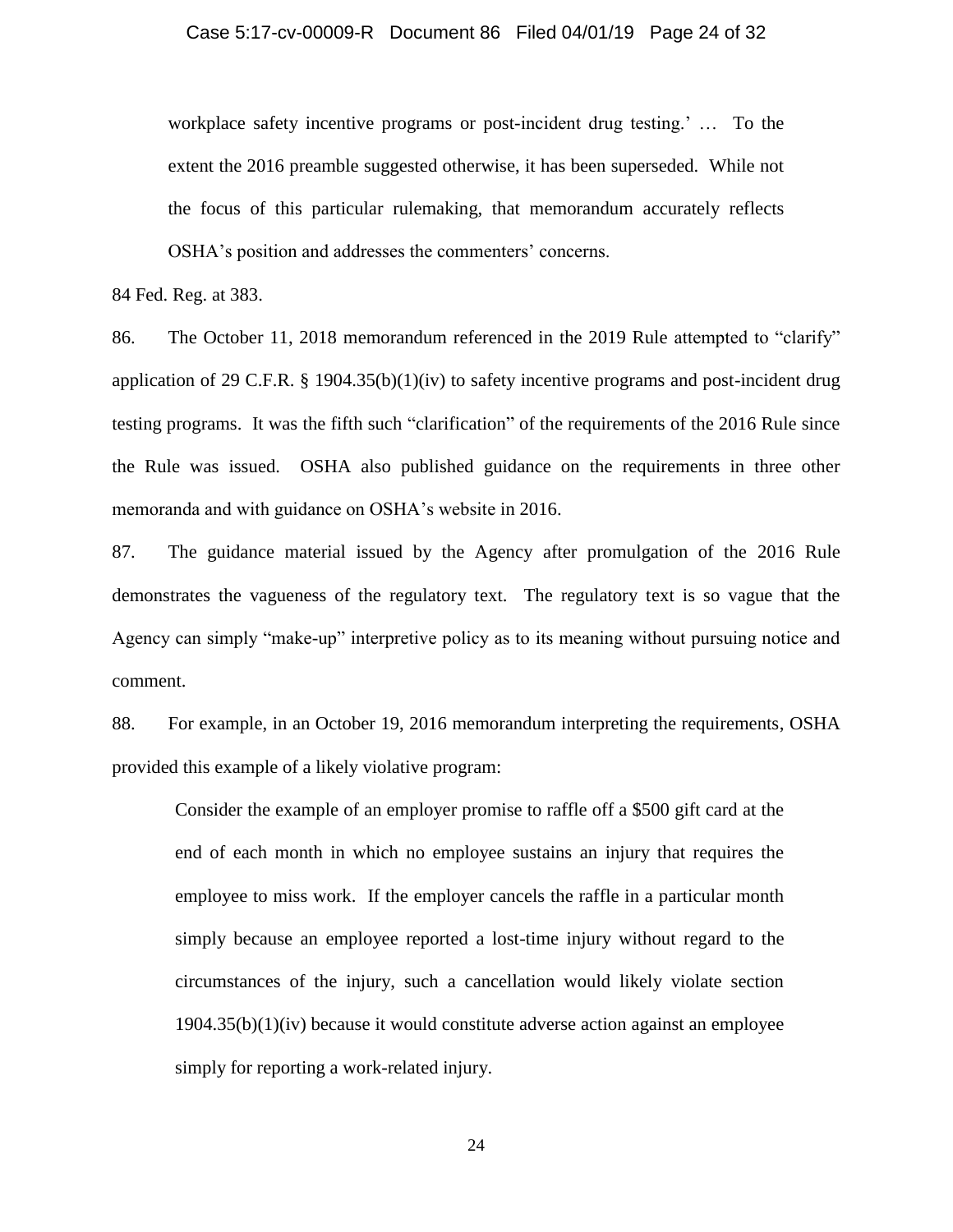> workplace safety incentive programs or post-incident drug testing.' … To the extent the 2016 preamble suggested otherwise, it has been superseded. While not the focus of this particular rulemaking, that memorandum accurately reflects OSHA's position and addresses the commenters' concerns.

84 Fed. Reg. at 383.

86. The October 11, 2018 memorandum referenced in the 2019 Rule attempted to "clarify" application of 29 C.F.R. § 1904.35(b)(1)(iv) to safety incentive programs and post-incident drug testing programs. It was the fifth such "clarification" of the requirements of the 2016 Rule since the Rule was issued. OSHA also published guidance on the requirements in three other memoranda and with guidance on OSHA's website in 2016.

87. The guidance material issued by the Agency after promulgation of the 2016 Rule demonstrates the vagueness of the regulatory text. The regulatory text is so vague that the Agency can simply "make-up" interpretive policy as to its meaning without pursuing notice and comment.

88. For example, in an October 19, 2016 memorandum interpreting the requirements, OSHA provided this example of a likely violative program:

> Consider the example of an employer promise to raffle off a $500 gift card at the end of each month in which no employee sustains an injury that requires the employee to miss work. If the employer cancels the raffle in a particular month simply because an employee reported a lost-time injury without regard to the circumstances of the injury, such a cancellation would likely violate section 1904.35(b)(1)(iv) because it would constitute adverse action against an employee simply for reporting a work-related injury.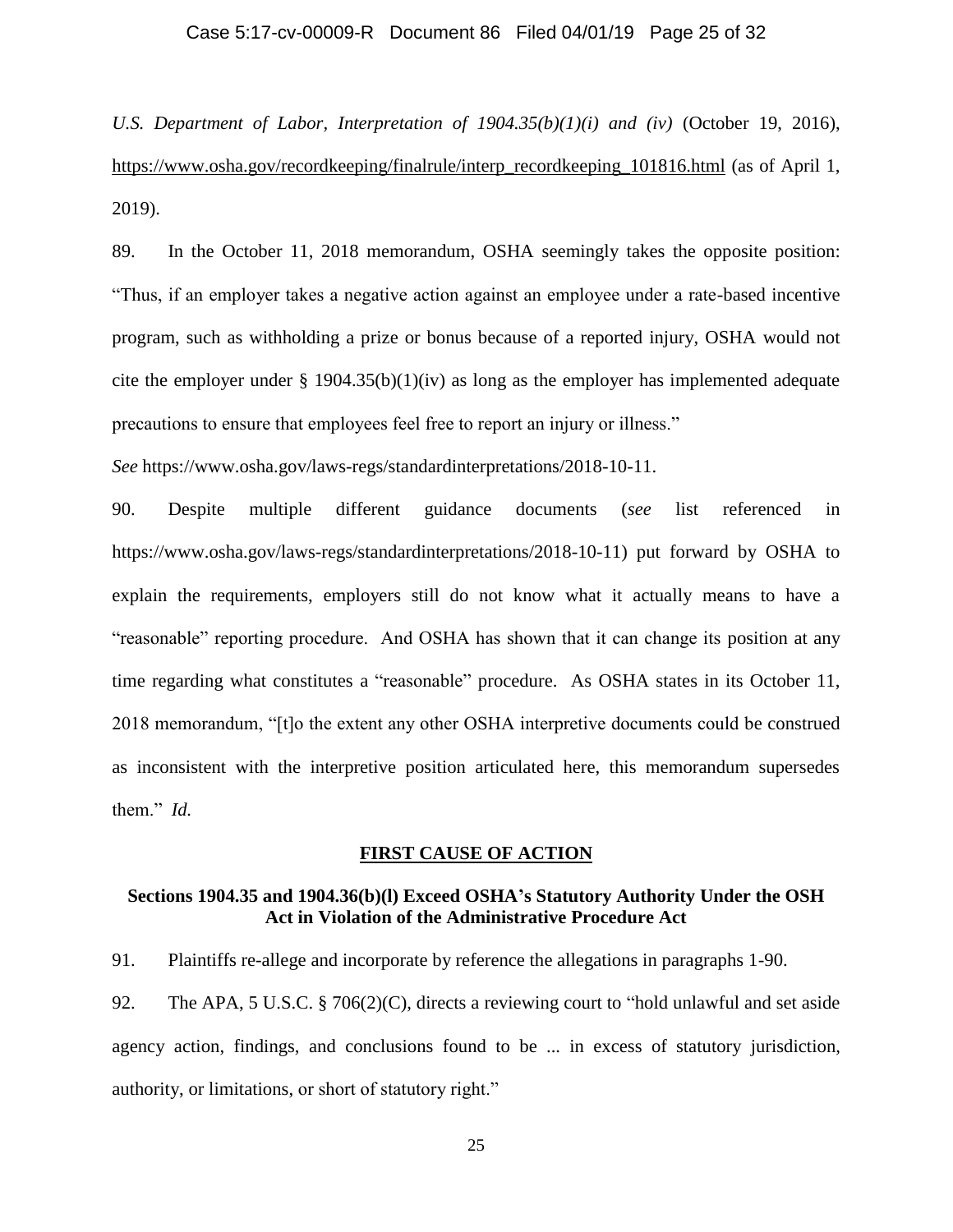*U.S. Department of Labor, Interpretation of 1904.35(b)(1)(i) and (iv)* (October 19, 2016), https://www.osha.gov/recordkeeping/finalrule/interp_recordkeeping_101816.html (as of April 1, 2019).

89. In the October 11, 2018 memorandum, OSHA seemingly takes the opposite position: "Thus, if an employer takes a negative action against an employee under a rate-based incentive program, such as withholding a prize or bonus because of a reported injury, OSHA would not cite the employer under § 1904.35(b)(1)(iv) as long as the employer has implemented adequate precautions to ensure that employees feel free to report an injury or illness."

*See* https://www.osha.gov/laws-regs/standardinterpretations/2018-10-11.

90. Despite multiple different guidance documents (*see* list referenced in https://www.osha.gov/laws-regs/standardinterpretations/2018-10-11) put forward by OSHA to explain the requirements, employers still do not know what it actually means to have a "reasonable" reporting procedure. And OSHA has shown that it can change its position at any time regarding what constitutes a "reasonable" procedure. As OSHA states in its October 11, 2018 memorandum, "[t]o the extent any other OSHA interpretive documents could be construed as inconsistent with the interpretive position articulated here, this memorandum supersedes them." *Id.*

## **FIRST CAUSE OF ACTION**

### Sections 1904.35 and 1904.36(b)(l) Exceed OSHA's Statutory Authority Under the OSH Act in Violation of the Administrative Procedure Act

91. Plaintiffs re-allege and incorporate by reference the allegations in paragraphs 1-90.

92. The APA, 5 U.S.C. § 706(2)(C), directs a reviewing court to "hold unlawful and set aside agency action, findings, and conclusions found to be ... in excess of statutory jurisdiction, authority, or limitations, or short of statutory right."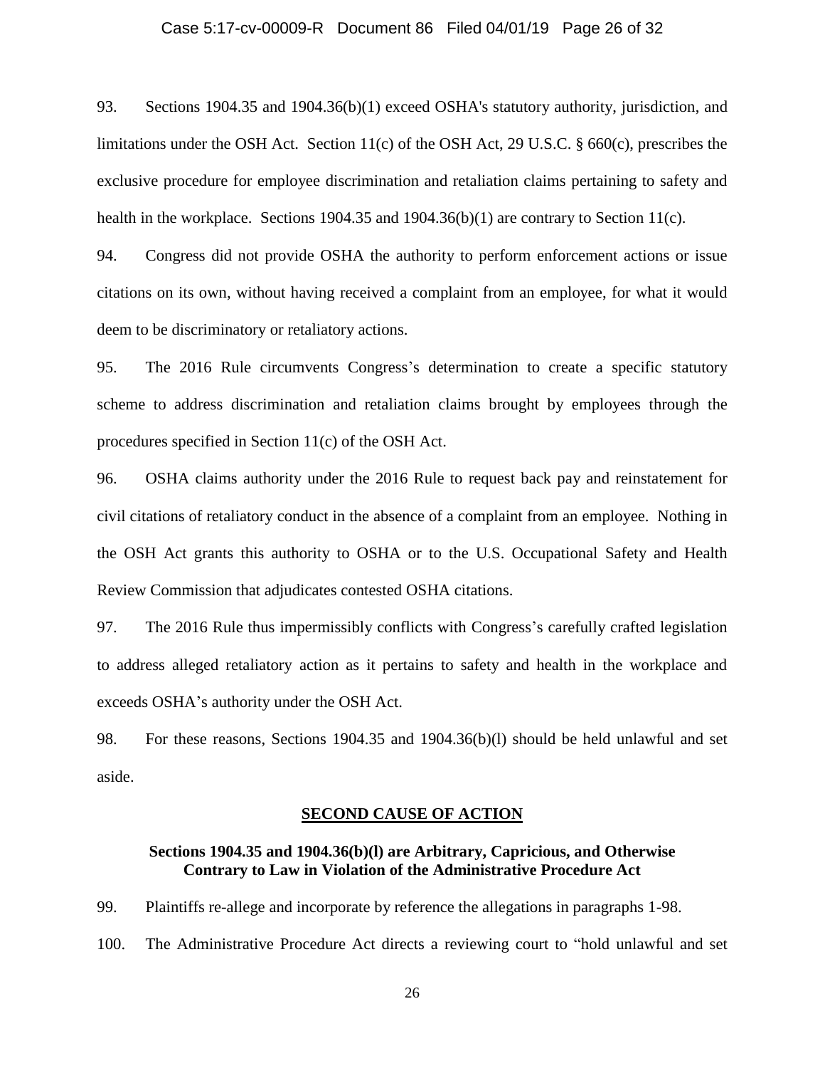93. Sections 1904.35 and 1904.36(b)(1) exceed OSHA's statutory authority, jurisdiction, and limitations under the OSH Act. Section 11(c) of the OSH Act, 29 U.S.C. § 660(c), prescribes the exclusive procedure for employee discrimination and retaliation claims pertaining to safety and health in the workplace. Sections 1904.35 and 1904.36(b)(1) are contrary to Section 11(c).

94. Congress did not provide OSHA the authority to perform enforcement actions or issue citations on its own, without having received a complaint from an employee, for what it would deem to be discriminatory or retaliatory actions.

95. The 2016 Rule circumvents Congress's determination to create a specific statutory scheme to address discrimination and retaliation claims brought by employees through the procedures specified in Section 11(c) of the OSH Act.

96. OSHA claims authority under the 2016 Rule to request back pay and reinstatement for civil citations of retaliatory conduct in the absence of a complaint from an employee. Nothing in the OSH Act grants this authority to OSHA or to the U.S. Occupational Safety and Health Review Commission that adjudicates contested OSHA citations.

97. The 2016 Rule thus impermissibly conflicts with Congress's carefully crafted legislation to address alleged retaliatory action as it pertains to safety and health in the workplace and exceeds OSHA's authority under the OSH Act.

98. For these reasons, Sections 1904.35 and 1904.36(b)(l) should be held unlawful and set aside.

## SECOND CAUSE OF ACTION

### Sections 1904.35 and 1904.36(b)(l) are Arbitrary, Capricious, and Otherwise Contrary to Law in Violation of the Administrative Procedure Act

99. Plaintiffs re-allege and incorporate by reference the allegations in paragraphs 1-98.

100. The Administrative Procedure Act directs a reviewing court to "hold unlawful and set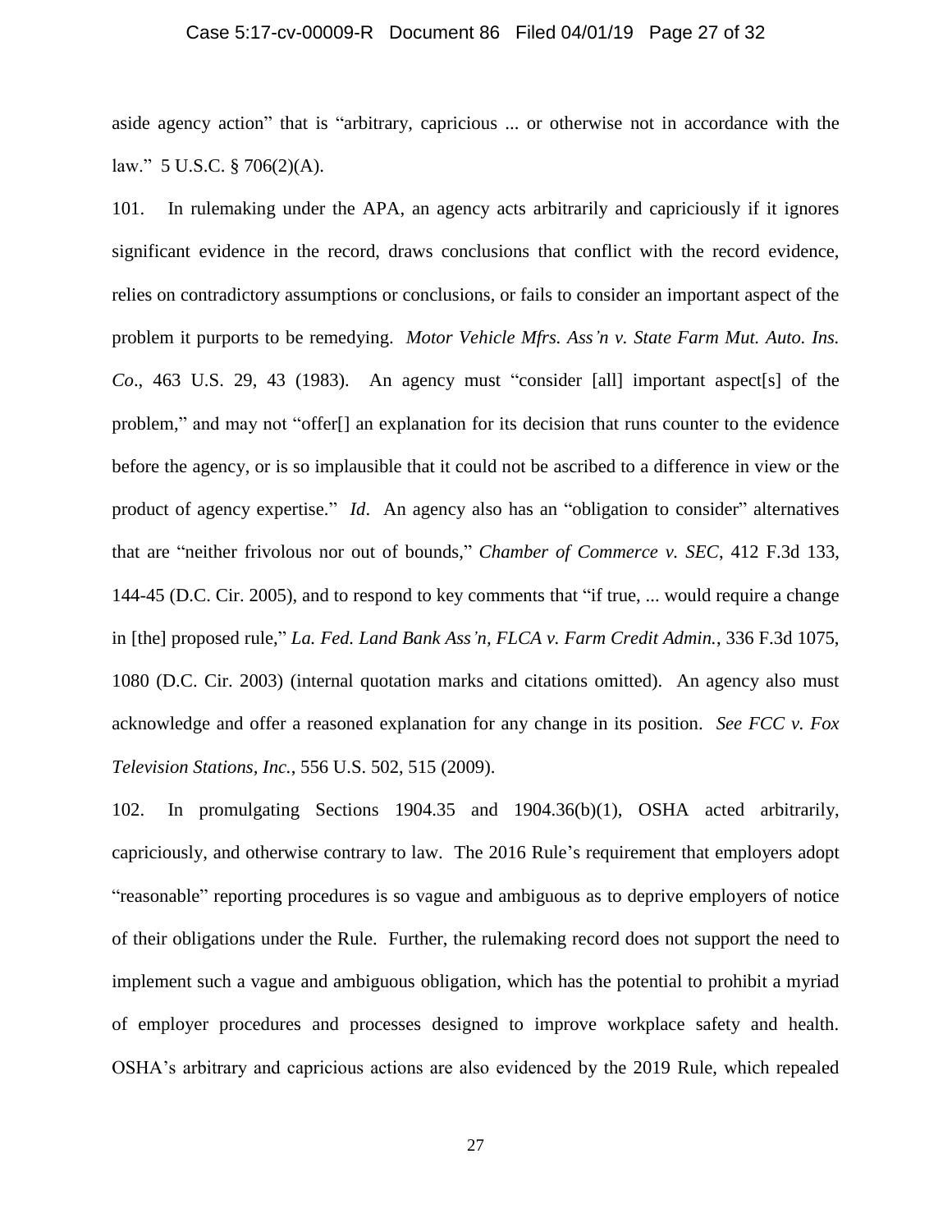aside agency action" that is "arbitrary, capricious ... or otherwise not in accordance with the law." 5 U.S.C. § 706(2)(A).

101. In rulemaking under the APA, an agency acts arbitrarily and capriciously if it ignores significant evidence in the record, draws conclusions that conflict with the record evidence, relies on contradictory assumptions or conclusions, or fails to consider an important aspect of the problem it purports to be remedying. *Motor Vehicle Mfrs. Ass'n v. State Farm Mut. Auto. Ins. Co*., 463 U.S. 29, 43 (1983). An agency must "consider [all] important aspect[s] of the problem," and may not "offer[] an explanation for its decision that runs counter to the evidence before the agency, or is so implausible that it could not be ascribed to a difference in view or the product of agency expertise." *Id*. An agency also has an "obligation to consider" alternatives that are "neither frivolous nor out of bounds," *Chamber of Commerce v. SEC*, 412 F.3d 133, 144-45 (D.C. Cir. 2005), and to respond to key comments that "if true, ... would require a change in [the] proposed rule," *La. Fed. Land Bank Ass'n, FLCA v. Farm Credit Admin.*, 336 F.3d 1075, 1080 (D.C. Cir. 2003) (internal quotation marks and citations omitted). An agency also must acknowledge and offer a reasoned explanation for any change in its position. *See FCC v. Fox Television Stations, Inc.*, 556 U.S. 502, 515 (2009).

102. In promulgating Sections 1904.35 and 1904.36(b)(1), OSHA acted arbitrarily, capriciously, and otherwise contrary to law. The 2016 Rule's requirement that employers adopt "reasonable" reporting procedures is so vague and ambiguous as to deprive employers of notice of their obligations under the Rule. Further, the rulemaking record does not support the need to implement such a vague and ambiguous obligation, which has the potential to prohibit a myriad of employer procedures and processes designed to improve workplace safety and health. OSHA's arbitrary and capricious actions are also evidenced by the 2019 Rule, which repealed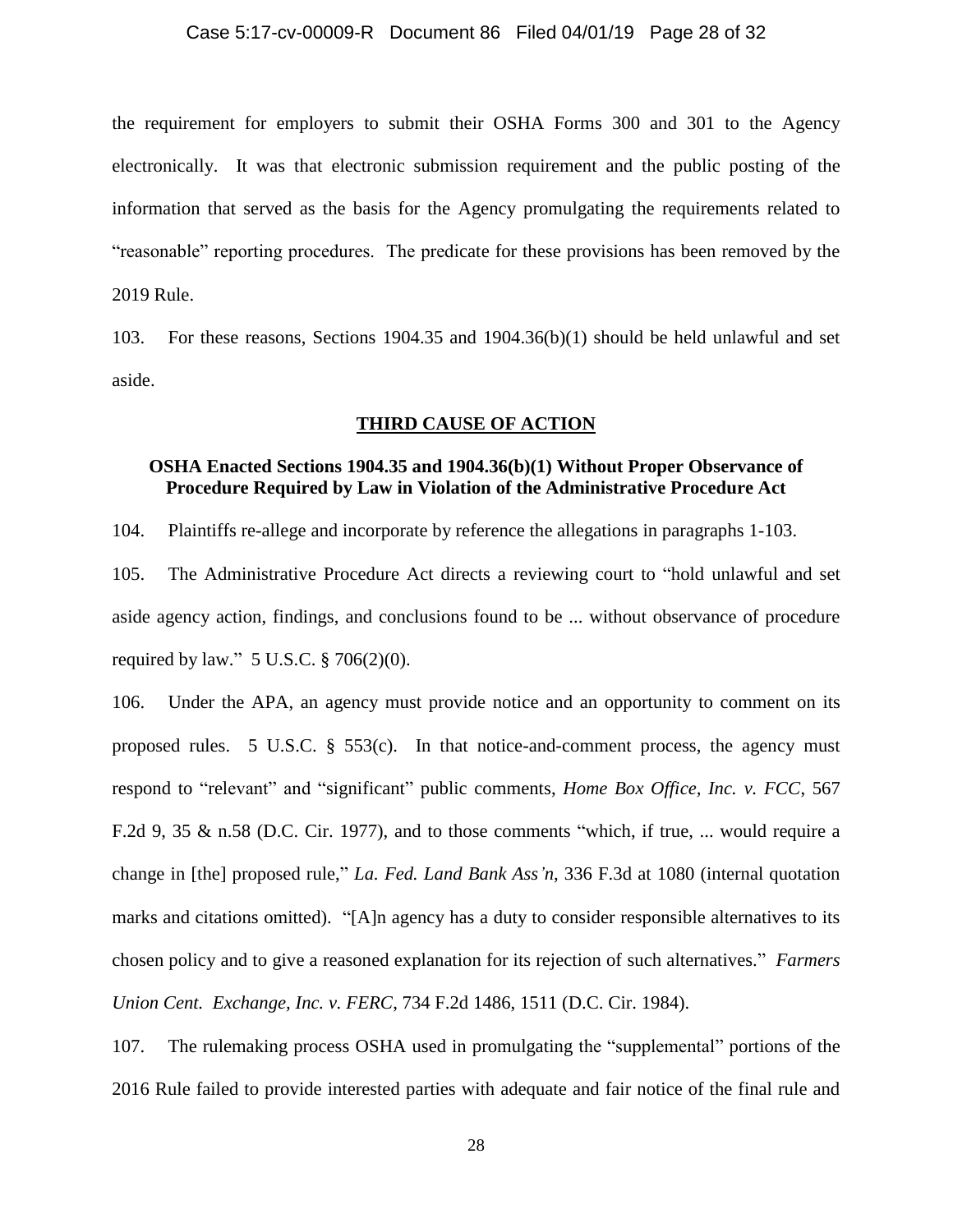the requirement for employers to submit their OSHA Forms 300 and 301 to the Agency electronically. It was that electronic submission requirement and the public posting of the information that served as the basis for the Agency promulgating the requirements related to "reasonable" reporting procedures. The predicate for these provisions has been removed by the 2019 Rule.

103. For these reasons, Sections 1904.35 and 1904.36(b)(1) should be held unlawful and set aside.

## THIRD CAUSE OF ACTION

### OSHA Enacted Sections 1904.35 and 1904.36(b)(1) Without Proper Observance of Procedure Required by Law in Violation of the Administrative Procedure Act

104. Plaintiffs re-allege and incorporate by reference the allegations in paragraphs 1-103.

105. The Administrative Procedure Act directs a reviewing court to "hold unlawful and set aside agency action, findings, and conclusions found to be ... without observance of procedure required by law." 5 U.S.C. § 706(2)(0).

106. Under the APA, an agency must provide notice and an opportunity to comment on its proposed rules. 5 U.S.C. § 553(c). In that notice-and-comment process, the agency must respond to "relevant" and "significant" public comments, *Home Box Office, Inc. v. FCC*, 567 F.2d 9, 35 & n.58 (D.C. Cir. 1977), and to those comments "which, if true, ... would require a change in [the] proposed rule," *La. Fed. Land Bank Ass'n*, 336 F.3d at 1080 (internal quotation marks and citations omitted). "[A]n agency has a duty to consider responsible alternatives to its chosen policy and to give a reasoned explanation for its rejection of such alternatives." *Farmers Union Cent. Exchange, Inc. v. FERC*, 734 F.2d 1486, 1511 (D.C. Cir. 1984).

107. The rulemaking process OSHA used in promulgating the "supplemental" portions of the 2016 Rule failed to provide interested parties with adequate and fair notice of the final rule and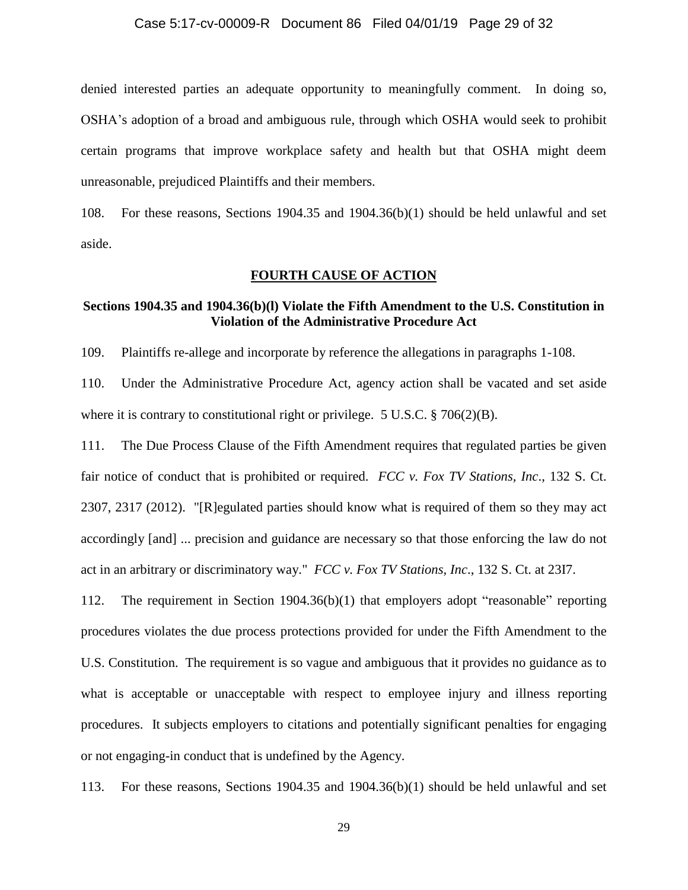denied interested parties an adequate opportunity to meaningfully comment. In doing so, OSHA's adoption of a broad and ambiguous rule, through which OSHA would seek to prohibit certain programs that improve workplace safety and health but that OSHA might deem unreasonable, prejudiced Plaintiffs and their members.

108. For these reasons, Sections 1904.35 and 1904.36(b)(1) should be held unlawful and set aside.

## FOURTH CAUSE OF ACTION

### Sections 1904.35 and 1904.36(b)(l) Violate the Fifth Amendment to the U.S. Constitution in Violation of the Administrative Procedure Act

109. Plaintiffs re-allege and incorporate by reference the allegations in paragraphs 1-108.

110. Under the Administrative Procedure Act, agency action shall be vacated and set aside where it is contrary to constitutional right or privilege. 5 U.S.C. § 706(2)(B).

111. The Due Process Clause of the Fifth Amendment requires that regulated parties be given fair notice of conduct that is prohibited or required. *FCC v. Fox TV Stations, Inc*., 132 S. Ct. 2307, 2317 (2012). "[R]egulated parties should know what is required of them so they may act accordingly [and] ... precision and guidance are necessary so that those enforcing the law do not act in an arbitrary or discriminatory way." *FCC v. Fox TV Stations, Inc*., 132 S. Ct. at 23I7.

112. The requirement in Section 1904.36(b)(1) that employers adopt "reasonable" reporting procedures violates the due process protections provided for under the Fifth Amendment to the U.S. Constitution. The requirement is so vague and ambiguous that it provides no guidance as to what is acceptable or unacceptable with respect to employee injury and illness reporting procedures. It subjects employers to citations and potentially significant penalties for engaging or not engaging-in conduct that is undefined by the Agency.

113. For these reasons, Sections 1904.35 and 1904.36(b)(1) should be held unlawful and set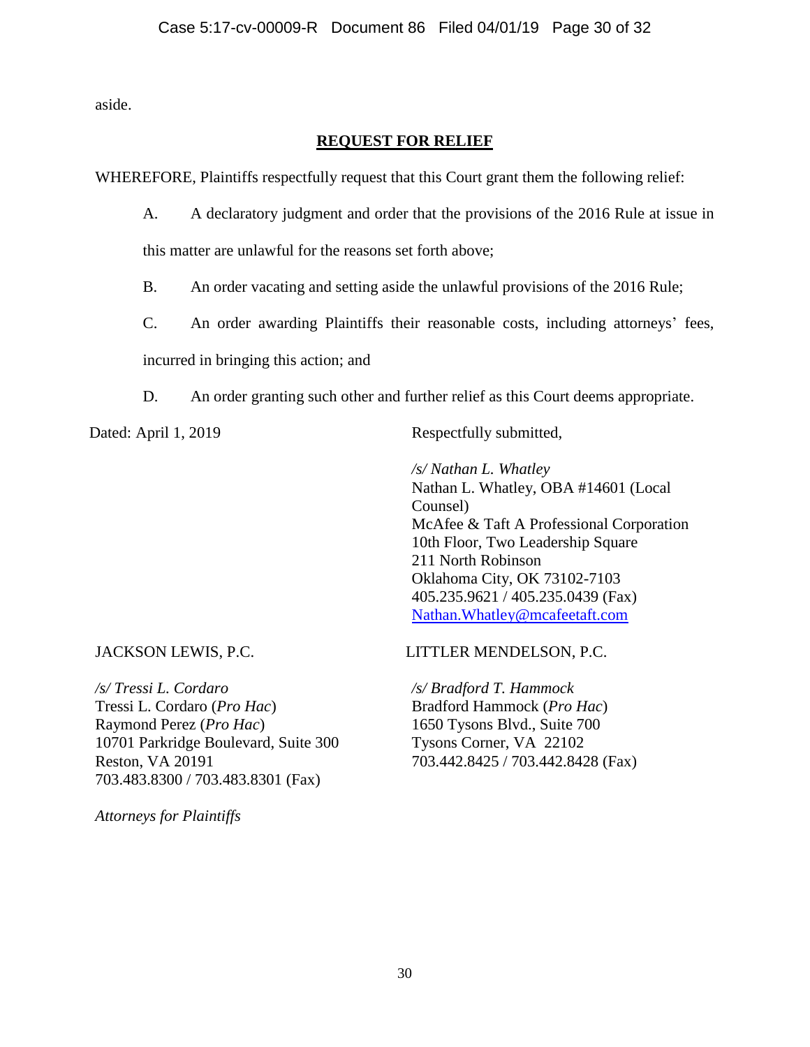aside.

## **REQUEST FOR RELIEF**

WHEREFORE, Plaintiffs respectfully request that this Court grant them the following relief:

A. A declaratory judgment and order that the provisions of the 2016 Rule at issue in this matter are unlawful for the reasons set forth above;

B. An order vacating and setting aside the unlawful provisions of the 2016 Rule;

C. An order awarding Plaintiffs their reasonable costs, including attorneys' fees, incurred in bringing this action; and

D. An order granting such other and further relief as this Court deems appropriate.

Dated: April 1, 2019

Respectfully submitted,

*/s/ Nathan L. Whatley*
Nathan L. Whatley, OBA #14601 (Local Counsel)
McAfee & Taft A Professional Corporation
10th Floor, Two Leadership Square
211 North Robinson
Oklahoma City, OK 73102-7103
405.235.9621 / 405.235.0439 (Fax)
Nathan.Whatley@mcafeetaft.com

JACKSON LEWIS, P.C.

*/s/ Tressi L. Cordaro*
Tressi L. Cordaro (*Pro Hac*)
Raymond Perez (*Pro Hac*)
10701 Parkridge Boulevard, Suite 300
Reston, VA 20191
703.483.8300 / 703.483.8301 (Fax)

LITTLER MENDELSON, P.C.

*/s/ Bradford T. Hammock*
Bradford Hammock (*Pro Hac*)
1650 Tysons Blvd., Suite 700
Tysons Corner, VA 22102
703.442.8425 / 703.442.8428 (Fax)

*Attorneys for Plaintiffs*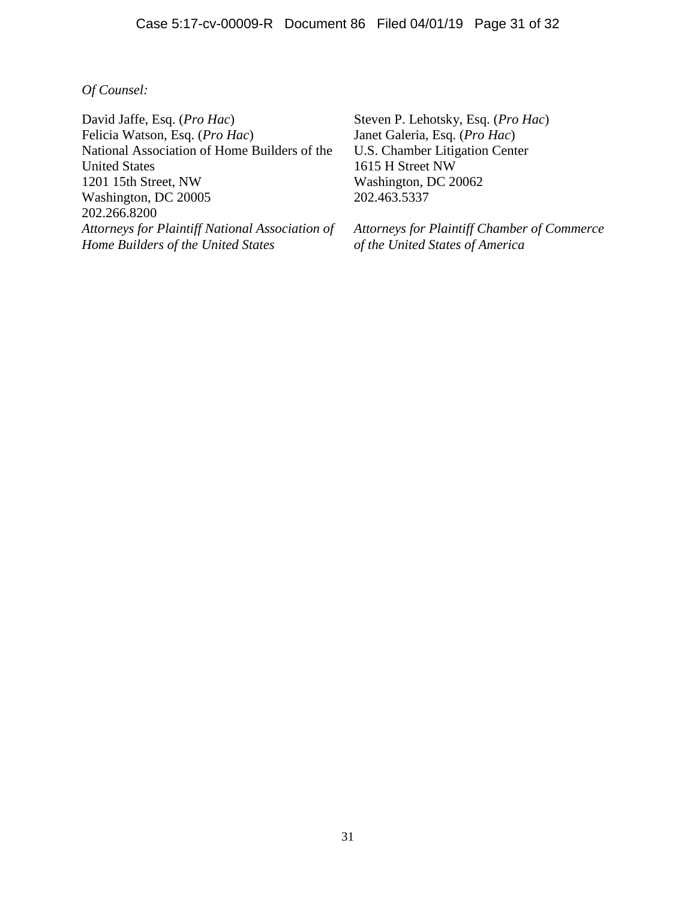*Of Counsel:*

David Jaffe, Esq. (*Pro Hac*)
Felicia Watson, Esq. (*Pro Hac*)
National Association of Home Builders of the United States
1201 15th Street, NW
Washington, DC 20005
202.266.8200
*Attorneys for Plaintiff National Association of Home Builders of the United States*

Steven P. Lehotsky, Esq. (*Pro Hac*)
Janet Galeria, Esq. (*Pro Hac*)
U.S. Chamber Litigation Center
1615 H Street NW
Washington, DC 20062
202.463.5337
*Attorneys for Plaintiff Chamber of Commerce of the United States of America*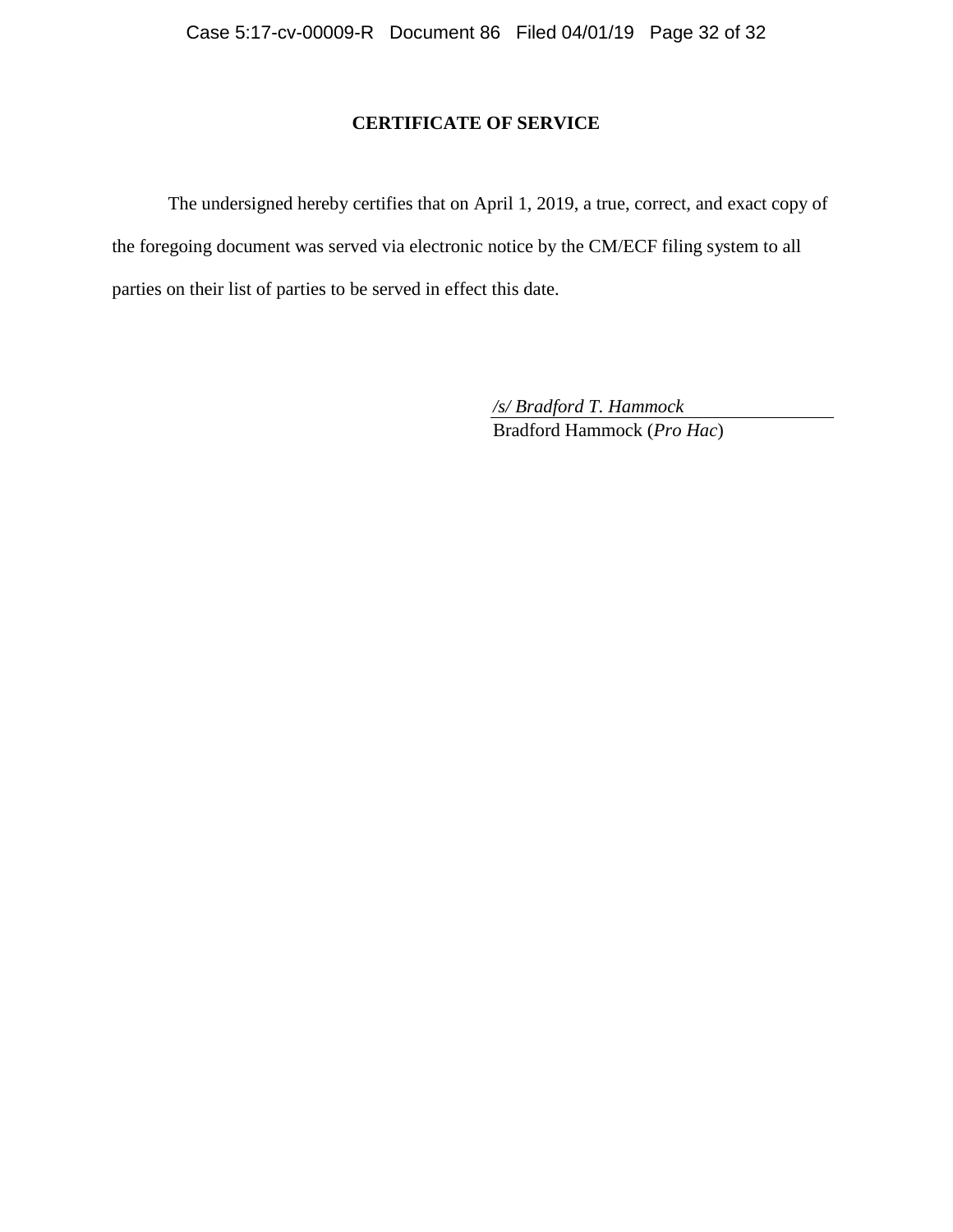**CERTIFICATE OF SERVICE**

The undersigned hereby certifies that on April 1, 2019, a true, correct, and exact copy of the foregoing document was served via electronic notice by the CM/ECF filing system to all parties on their list of parties to be served in effect this date.

*/s/ Bradford T. Hammock*
Bradford Hammock (*Pro Hac*)